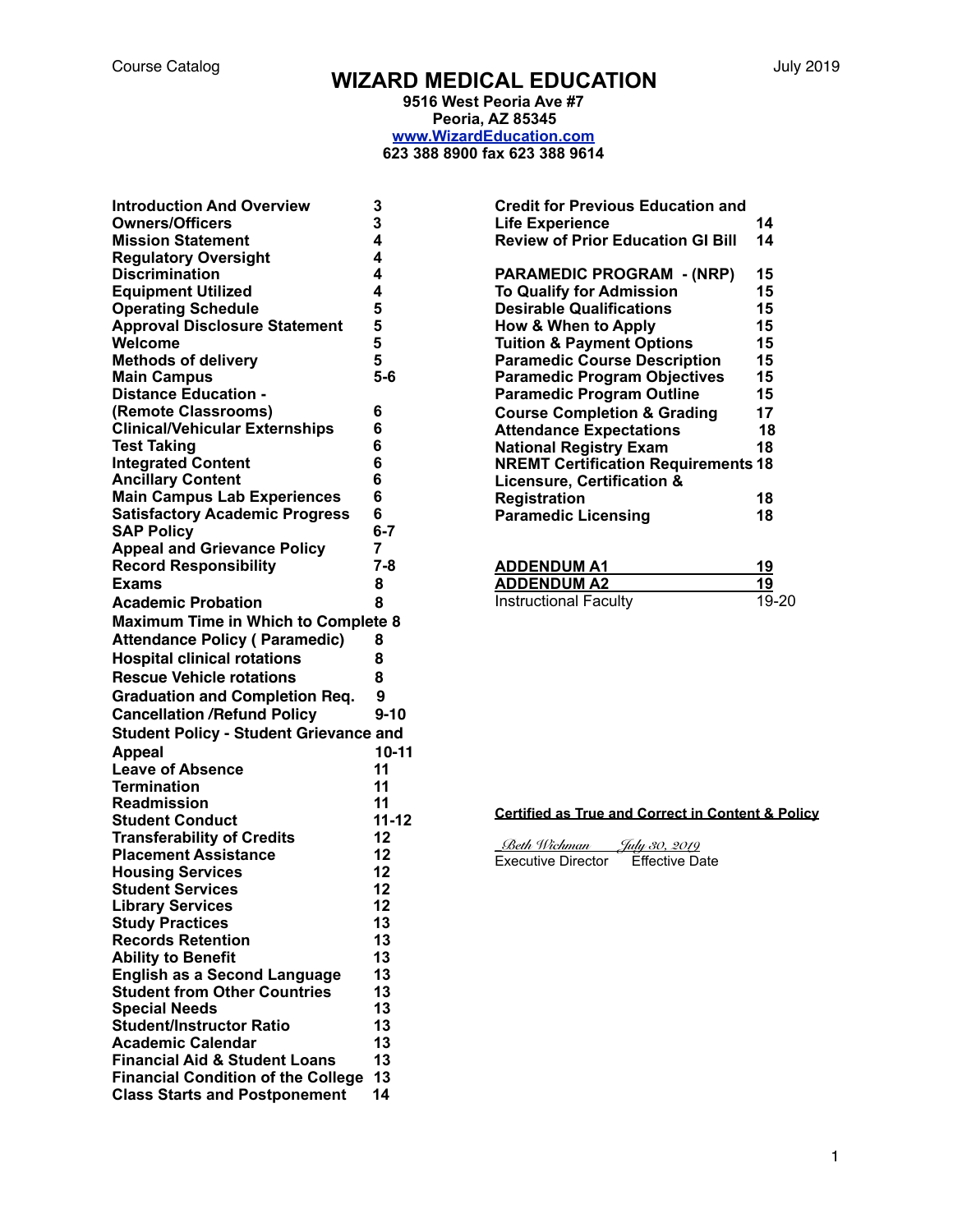Course Catalog | July 2019

# WIZARD MEDICAL EDUCATION

**9516 West Peoria Ave #7**
**Peoria, AZ 85345**
**[www.WizardEducation.com](http://www.WizardEducation.com)**
**623 388 8900 fax 623 388 9614**

| Section | Page |
|---|---|
| **Introduction And Overview** | **3** |
| **Owners/Officers** | **3** |
| **Mission Statement** | **4** |
| **Regulatory Oversight** | **4** |
| **Discrimination** | **4** |
| **Equipment Utilized** | **4** |
| **Operating Schedule** | **5** |
| **Approval Disclosure Statement** | **5** |
| **Welcome** | **5** |
| **Methods of delivery** | **5** |
| **Main Campus** | **5-6** |
| **Distance Education - (Remote Classrooms)** | **6** |
| **Clinical/Vehicular Externships** | **6** |
| **Test Taking** | **6** |
| **Integrated Content** | **6** |
| **Ancillary Content** | **6** |
| **Main Campus Lab Experiences** | **6** |
| **Satisfactory Academic Progress** | **6** |
| **SAP Policy** | **6-7** |
| **Appeal and Grievance Policy** | **7** |
| **Record Responsibility** | **7-8** |
| **Exams** | **8** |
| **Academic Probation** | **8** |
| **Maximum Time in Which to Complete** | **8** |
| **Attendance Policy ( Paramedic)** | **8** |
| **Hospital clinical rotations** | **8** |
| **Rescue Vehicle rotations** | **8** |
| **Graduation and Completion Req.** | **9** |
| **Cancellation /Refund Policy** | **9-10** |
| **Student Policy - Student Grievance and Appeal** | **10-11** |
| **Leave of Absence** | **11** |
| **Termination** | **11** |
| **Readmission** | **11** |
| **Student Conduct** | **11-12** |
| **Transferability of Credits** | **12** |
| **Placement Assistance** | **12** |
| **Housing Services** | **12** |
| **Student Services** | **12** |
| **Library Services** | **12** |
| **Study Practices** | **13** |
| **Records Retention** | **13** |
| **Ability to Benefit** | **13** |
| **English as a Second Language** | **13** |
| **Student from Other Countries** | **13** |
| **Special Needs** | **13** |
| **Student/Instructor Ratio** | **13** |
| **Academic Calendar** | **13** |
| **Financial Aid & Student Loans** | **13** |
| **Financial Condition of the College** | **13** |
| **Class Starts and Postponement** | **14** |
| **Credit for Previous Education and Life Experience** | **14** |
| **Review of Prior Education GI Bill** | **14** |
| **PARAMEDIC PROGRAM - (NRP)** | **15** |
| **To Qualify for Admission** | **15** |
| **Desirable Qualifications** | **15** |
| **How & When to Apply** | **15** |
| **Tuition & Payment Options** | **15** |
| **Paramedic Course Description** | **15** |
| **Paramedic Program Objectives** | **15** |
| **Paramedic Program Outline** | **15** |
| **Course Completion & Grading** | **17** |
| **Attendance Expectations** | **18** |
| **National Registry Exam** | **18** |
| **NREMT Certification Requirements** | **18** |
| **Licensure, Certification & Registration** | **18** |
| **Paramedic Licensing** | **18** |
| **ADDENDUM A1** | **19** |
| **ADDENDUM A2** | **19** |
| Instructional Faculty | 19-20 |

**Certified as True and Correct in Content & Policy**

*Beth Wichman* — *July 30, 2019*
Executive Director — Effective Date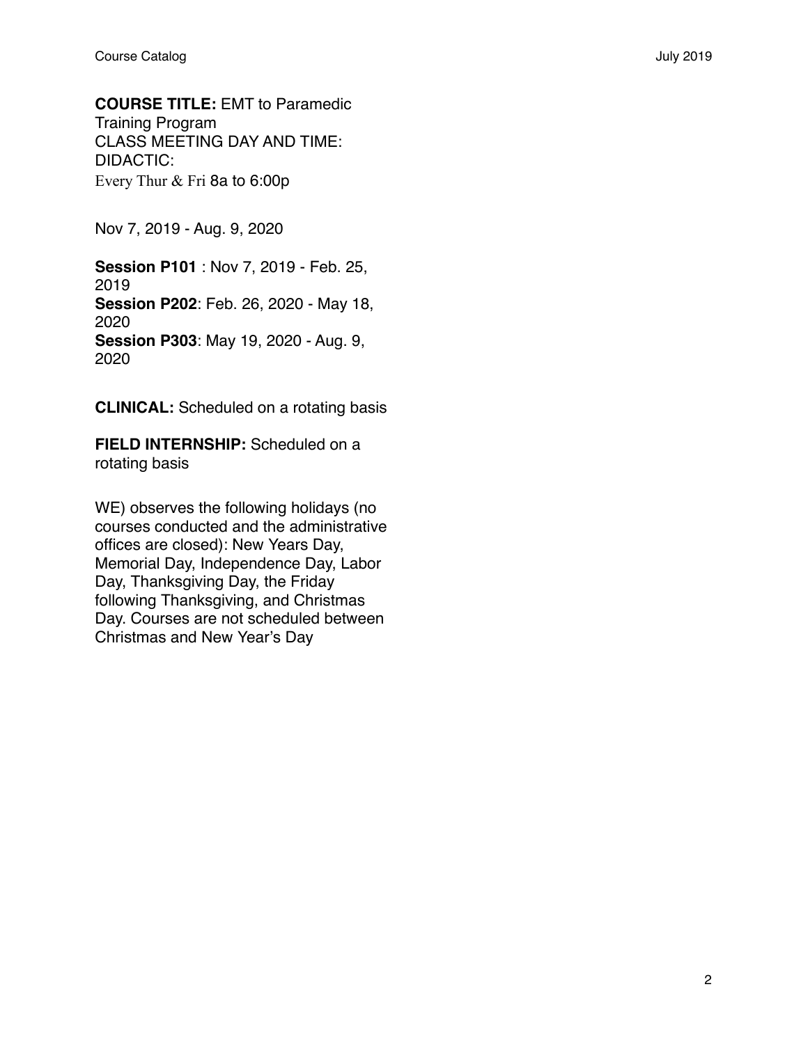**COURSE TITLE:** EMT to Paramedic Training Program
CLASS MEETING DAY AND TIME:
DIDACTIC:
Every Thur & Fri 8a to 6:00p

Nov 7, 2019 - Aug. 9, 2020

**Session P101** : Nov 7, 2019 - Feb. 25, 2019
**Session P202**: Feb. 26, 2020 - May 18, 2020
**Session P303**: May 19, 2020 - Aug. 9, 2020

**CLINICAL:** Scheduled on a rotating basis

**FIELD INTERNSHIP:** Scheduled on a rotating basis

WE) observes the following holidays (no courses conducted and the administrative offices are closed): New Years Day, Memorial Day, Independence Day, Labor Day, Thanksgiving Day, the Friday following Thanksgiving, and Christmas Day. Courses are not scheduled between Christmas and New Year's Day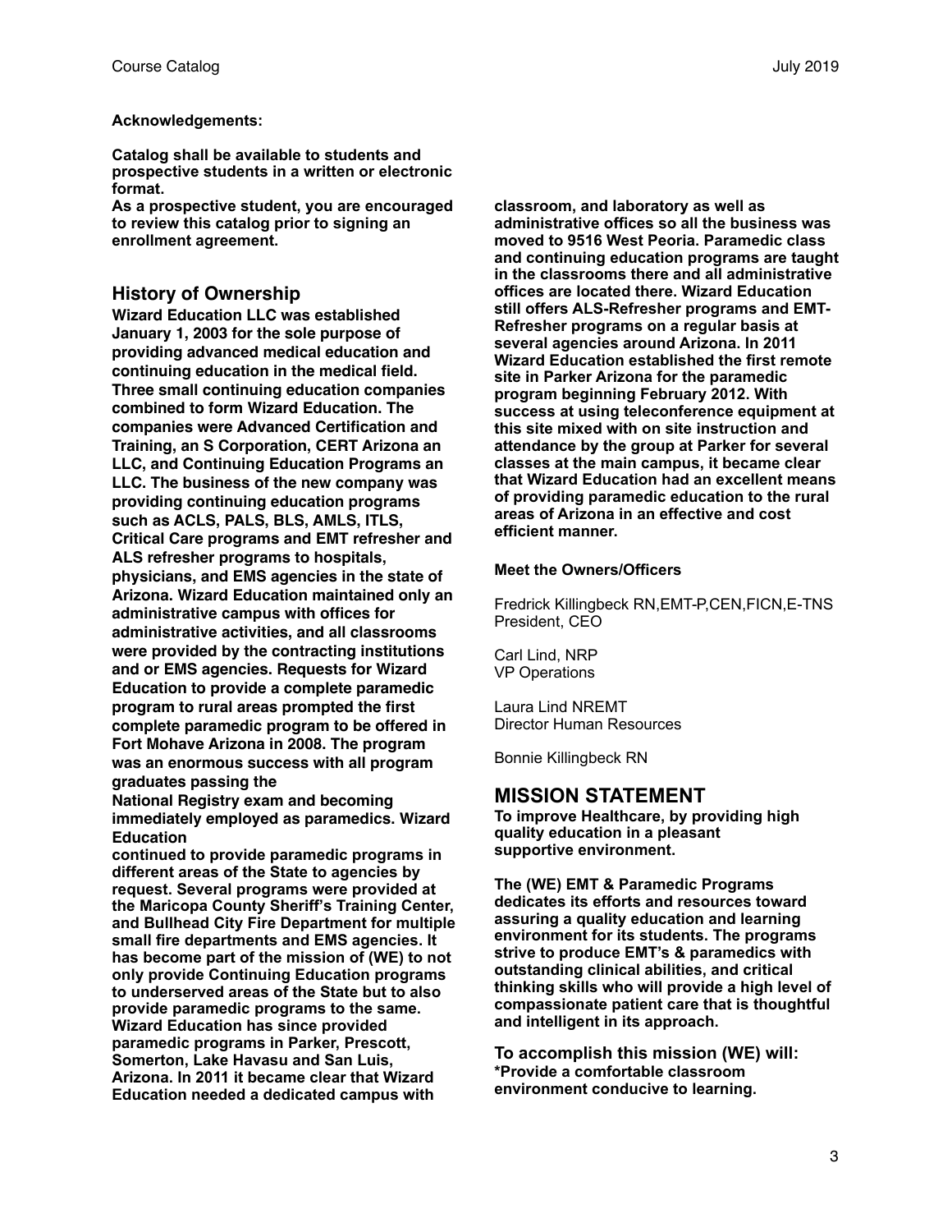**Acknowledgements:**

**Catalog shall be available to students and prospective students in a written or electronic format.**
**As a prospective student, you are encouraged to review this catalog prior to signing an enrollment agreement.**

## History of Ownership

**Wizard Education LLC was established January 1, 2003 for the sole purpose of providing advanced medical education and continuing education in the medical field. Three small continuing education companies combined to form Wizard Education. The companies were Advanced Certification and Training, an S Corporation, CERT Arizona an LLC, and Continuing Education Programs an LLC. The business of the new company was providing continuing education programs such as ACLS, PALS, BLS, AMLS, ITLS, Critical Care programs and EMT refresher and ALS refresher programs to hospitals, physicians, and EMS agencies in the state of Arizona. Wizard Education maintained only an administrative campus with offices for administrative activities, and all classrooms were provided by the contracting institutions and or EMS agencies. Requests for Wizard Education to provide a complete paramedic program to rural areas prompted the first complete paramedic program to be offered in Fort Mohave Arizona in 2008. The program was an enormous success with all program graduates passing the National Registry exam and becoming immediately employed as paramedics. Wizard Education continued to provide paramedic programs in different areas of the State to agencies by request. Several programs were provided at the Maricopa County Sheriff's Training Center, and Bullhead City Fire Department for multiple small fire departments and EMS agencies. It has become part of the mission of (WE) to not only provide Continuing Education programs to underserved areas of the State but to also provide paramedic programs to the same. Wizard Education has since provided paramedic programs in Parker, Prescott, Somerton, Lake Havasu and San Luis, Arizona. In 2011 it became clear that Wizard Education needed a dedicated campus with classroom, and laboratory as well as administrative offices so all the business was moved to 9516 West Peoria. Paramedic class and continuing education programs are taught in the classrooms there and all administrative offices are located there. Wizard Education still offers ALS-Refresher programs and EMT-Refresher programs on a regular basis at several agencies around Arizona. In 2011 Wizard Education established the first remote site in Parker Arizona for the paramedic program beginning February 2012. With success at using teleconference equipment at this site mixed with on site instruction and attendance by the group at Parker for several classes at the main campus, it became clear that Wizard Education had an excellent means of providing paramedic education to the rural areas of Arizona in an effective and cost efficient manner.**

**Meet the Owners/Officers**

Fredrick Killingbeck RN,EMT-P,CEN,FICN,E-TNS
President, CEO

Carl Lind, NRP
VP Operations

Laura Lind NREMT
Director Human Resources

Bonnie Killingbeck RN

## MISSION STATEMENT

**To improve Healthcare, by providing high quality education in a pleasant supportive environment.**

**The (WE) EMT & Paramedic Programs dedicates its efforts and resources toward assuring a quality education and learning environment for its students. The programs strive to produce EMT's & paramedics with outstanding clinical abilities, and critical thinking skills who will provide a high level of compassionate patient care that is thoughtful and intelligent in its approach.**

**To accomplish this mission (WE) will:**
**\*Provide a comfortable classroom environment conducive to learning.**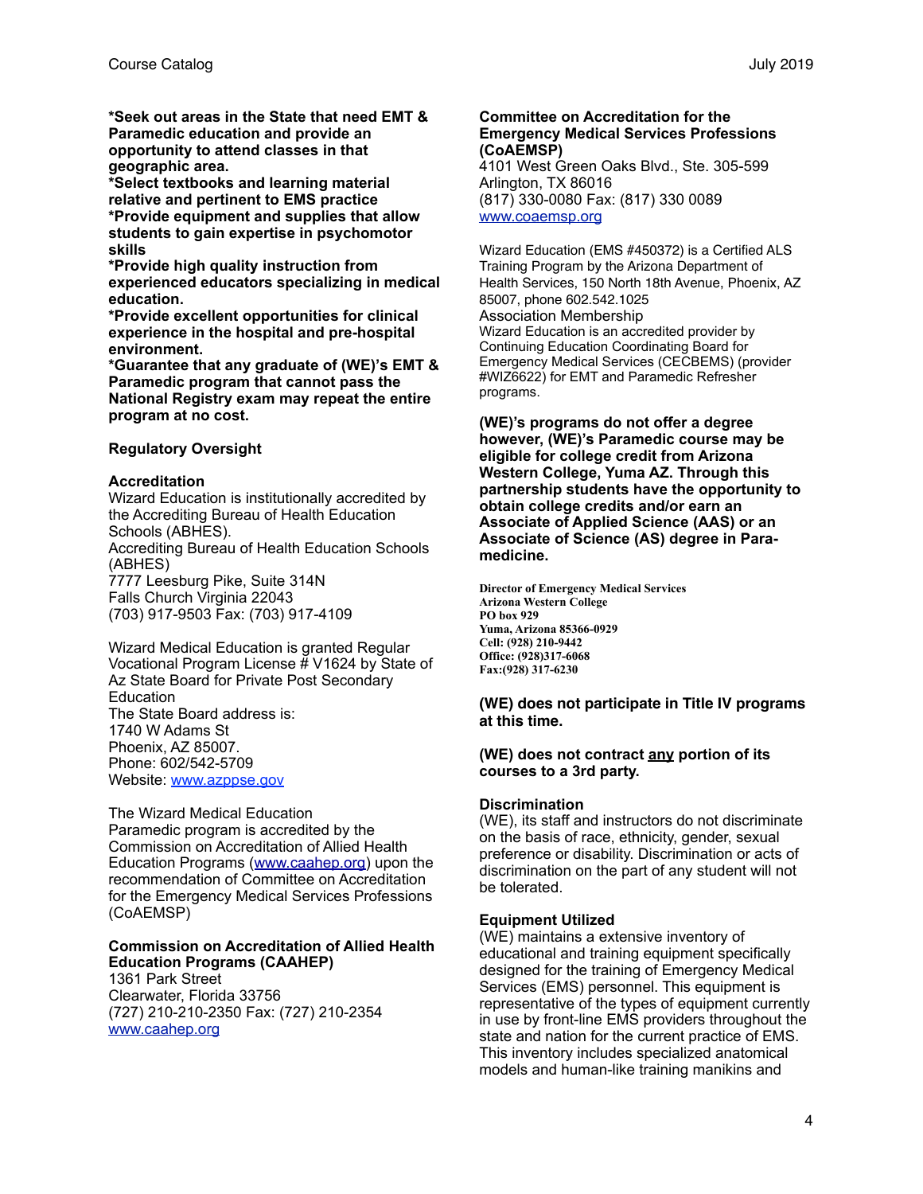**\*Seek out areas in the State that need EMT & Paramedic education and provide an opportunity to attend classes in that geographic area.**
**\*Select textbooks and learning material relative and pertinent to EMS practice**
**\*Provide equipment and supplies that allow students to gain expertise in psychomotor skills**
**\*Provide high quality instruction from experienced educators specializing in medical education.**
**\*Provide excellent opportunities for clinical experience in the hospital and pre-hospital environment.**
**\*Guarantee that any graduate of (WE)'s EMT & Paramedic program that cannot pass the National Registry exam may repeat the entire program at no cost.**

**Regulatory Oversight**

**Accreditation**
Wizard Education is institutionally accredited by the Accrediting Bureau of Health Education Schools (ABHES).
Accrediting Bureau of Health Education Schools (ABHES)
7777 Leesburg Pike, Suite 314N
Falls Church Virginia 22043
(703) 917-9503 Fax: (703) 917-4109

Wizard Medical Education is granted Regular Vocational Program License # V1624 by State of Az State Board for Private Post Secondary Education
The State Board address is:
1740 W Adams St
Phoenix, AZ 85007.
Phone: 602/542-5709
Website: www.azppse.gov

The Wizard Medical Education Paramedic program is accredited by the Commission on Accreditation of Allied Health Education Programs (www.caahep.org) upon the recommendation of Committee on Accreditation for the Emergency Medical Services Professions (CoAEMSP)

**Commission on Accreditation of Allied Health Education Programs (CAAHEP)**
1361 Park Street
Clearwater, Florida 33756
(727) 210-210-2350 Fax: (727) 210-2354
www.caahep.org

**Committee on Accreditation for the Emergency Medical Services Professions (CoAEMSP)**
4101 West Green Oaks Blvd., Ste. 305-599
Arlington, TX 86016
(817) 330-0080 Fax: (817) 330 0089
www.coaemsp.org

Wizard Education (EMS #450372) is a Certified ALS Training Program by the Arizona Department of Health Services, 150 North 18th Avenue, Phoenix, AZ 85007, phone 602.542.1025
Association Membership
Wizard Education is an accredited provider by Continuing Education Coordinating Board for Emergency Medical Services (CECBEMS) (provider #WIZ6622) for EMT and Paramedic Refresher programs.

**(WE)'s programs do not offer a degree however, (WE)'s Paramedic course may be eligible for college credit from Arizona Western College, Yuma AZ. Through this partnership students have the opportunity to obtain college credits and/or earn an Associate of Applied Science (AAS) or an Associate of Science (AS) degree in Para-medicine.**

**Director of Emergency Medical Services**
**Arizona Western College**
**PO box 929**
**Yuma, Arizona 85366-0929**
**Cell: (928) 210-9442**
**Office: (928)317-6068**
**Fax:(928) 317-6230**

**(WE) does not participate in Title IV programs at this time.**

**(WE) does not contract <u>any</u> portion of its courses to a 3rd party.**

**Discrimination**
(WE), its staff and instructors do not discriminate on the basis of race, ethnicity, gender, sexual preference or disability. Discrimination or acts of discrimination on the part of any student will not be tolerated.

**Equipment Utilized**
(WE) maintains a extensive inventory of educational and training equipment specifically designed for the training of Emergency Medical Services (EMS) personnel. This equipment is representative of the types of equipment currently in use by front-line EMS providers throughout the state and nation for the current practice of EMS. This inventory includes specialized anatomical models and human-like training manikins and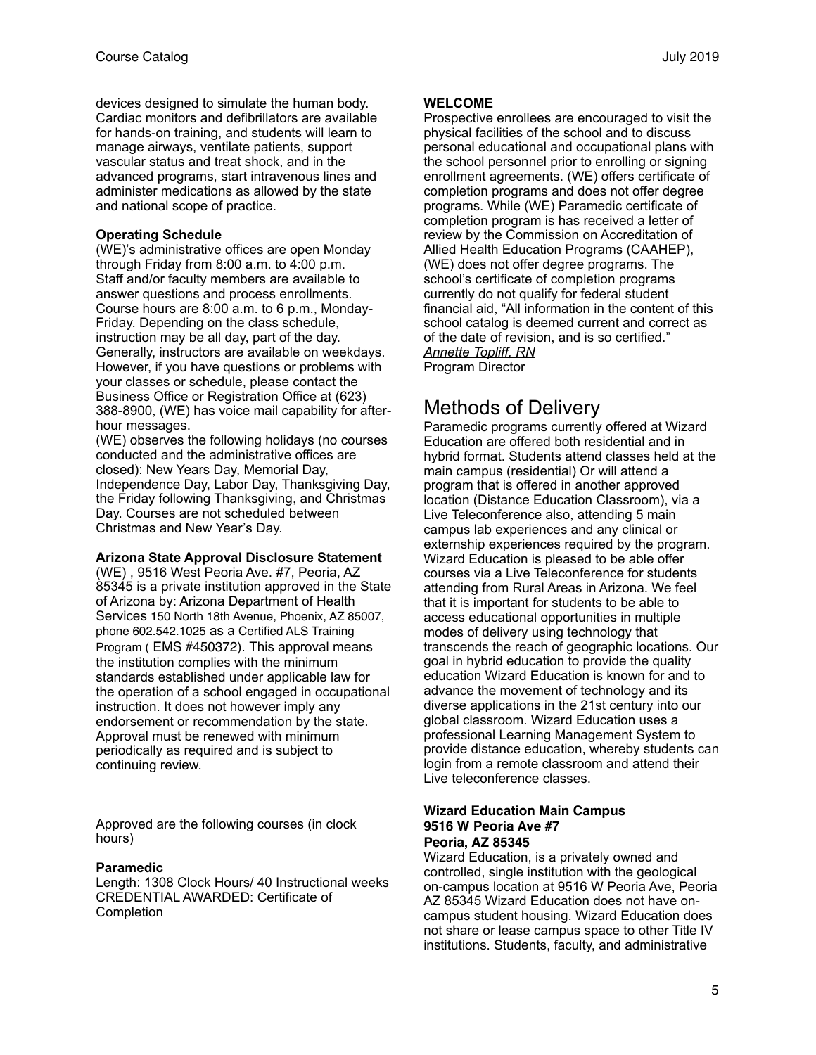devices designed to simulate the human body. Cardiac monitors and defibrillators are available for hands-on training, and students will learn to manage airways, ventilate patients, support vascular status and treat shock, and in the advanced programs, start intravenous lines and administer medications as allowed by the state and national scope of practice.

**Operating Schedule**

(WE)'s administrative offices are open Monday through Friday from 8:00 a.m. to 4:00 p.m. Staff and/or faculty members are available to answer questions and process enrollments. Course hours are 8:00 a.m. to 6 p.m., Monday-Friday. Depending on the class schedule, instruction may be all day, part of the day. Generally, instructors are available on weekdays. However, if you have questions or problems with your classes or schedule, please contact the Business Office or Registration Office at (623) 388-8900, (WE) has voice mail capability for after-hour messages.

(WE) observes the following holidays (no courses conducted and the administrative offices are closed): New Years Day, Memorial Day, Independence Day, Labor Day, Thanksgiving Day, the Friday following Thanksgiving, and Christmas Day. Courses are not scheduled between Christmas and New Year's Day.

**Arizona State Approval Disclosure Statement**

(WE) , 9516 West Peoria Ave. #7, Peoria, AZ 85345 is a private institution approved in the State of Arizona by: Arizona Department of Health Services 150 North 18th Avenue, Phoenix, AZ 85007, phone 602.542.1025 as a Certified ALS Training Program ( EMS #450372). This approval means the institution complies with the minimum standards established under applicable law for the operation of a school engaged in occupational instruction. It does not however imply any endorsement or recommendation by the state. Approval must be renewed with minimum periodically as required and is subject to continuing review.

Approved are the following courses (in clock hours)

**Paramedic**

Length: 1308 Clock Hours/ 40 Instructional weeks
CREDENTIAL AWARDED: Certificate of Completion

**WELCOME**

Prospective enrollees are encouraged to visit the physical facilities of the school and to discuss personal educational and occupational plans with the school personnel prior to enrolling or signing enrollment agreements. (WE) offers certificate of completion programs and does not offer degree programs. While (WE) Paramedic certificate of completion program is has received a letter of review by the Commission on Accreditation of Allied Health Education Programs (CAAHEP), (WE) does not offer degree programs. The school's certificate of completion programs currently do not qualify for federal student financial aid, "All information in the content of this school catalog is deemed current and correct as of the date of revision, and is so certified."

*Annette Topliff, RN*
Program Director

## Methods of Delivery

Paramedic programs currently offered at Wizard Education are offered both residential and in hybrid format. Students attend classes held at the main campus (residential) Or will attend a program that is offered in another approved location (Distance Education Classroom), via a Live Teleconference also, attending 5 main campus lab experiences and any clinical or externship experiences required by the program. Wizard Education is pleased to be able offer courses via a Live Teleconference for students attending from Rural Areas in Arizona. We feel that it is important for students to be able to access educational opportunities in multiple modes of delivery using technology that transcends the reach of geographic locations. Our goal in hybrid education to provide the quality education Wizard Education is known for and to advance the movement of technology and its diverse applications in the 21st century into our global classroom. Wizard Education uses a professional Learning Management System to provide distance education, whereby students can login from a remote classroom and attend their Live teleconference classes.

**Wizard Education Main Campus**
**9516 W Peoria Ave #7**
**Peoria, AZ 85345**

Wizard Education, is a privately owned and controlled, single institution with the geological on-campus location at 9516 W Peoria Ave, Peoria AZ 85345 Wizard Education does not have on-campus student housing. Wizard Education does not share or lease campus space to other Title IV institutions. Students, faculty, and administrative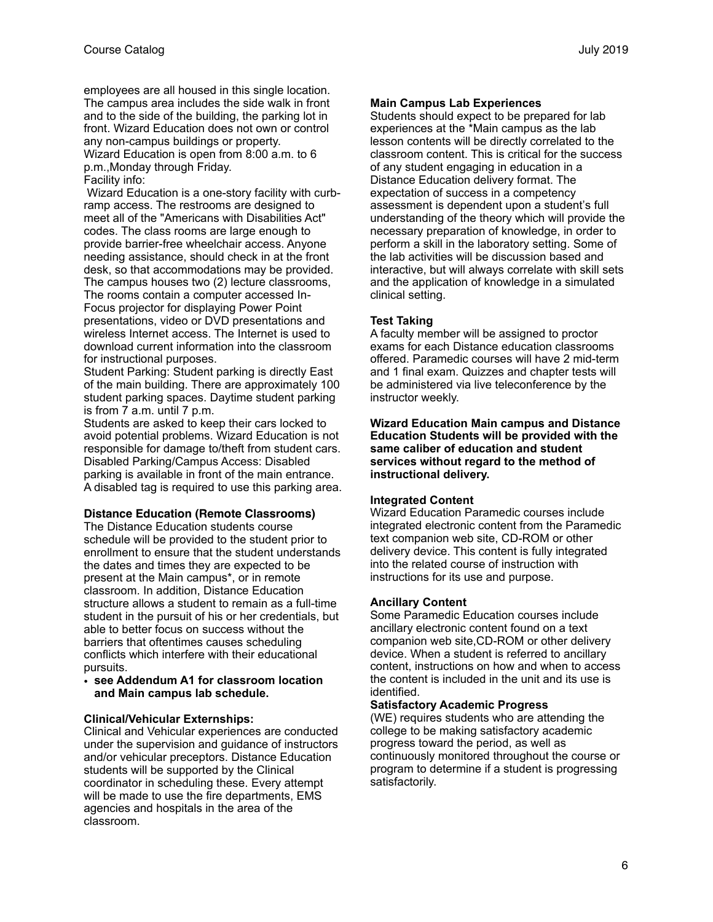employees are all housed in this single location. The campus area includes the side walk in front and to the side of the building, the parking lot in front. Wizard Education does not own or control any non-campus buildings or property.
Wizard Education is open from 8:00 a.m. to 6 p.m.,Monday through Friday.
Facility info:
Wizard Education is a one-story facility with curb-ramp access. The restrooms are designed to meet all of the "Americans with Disabilities Act" codes. The class rooms are large enough to provide barrier-free wheelchair access. Anyone needing assistance, should check in at the front desk, so that accommodations may be provided. The campus houses two (2) lecture classrooms, The rooms contain a computer accessed In-Focus projector for displaying Power Point presentations, video or DVD presentations and wireless Internet access. The Internet is used to download current information into the classroom for instructional purposes.
Student Parking: Student parking is directly East of the main building. There are approximately 100 student parking spaces. Daytime student parking is from 7 a.m. until 7 p.m.
Students are asked to keep their cars locked to avoid potential problems. Wizard Education is not responsible for damage to/theft from student cars.
Disabled Parking/Campus Access: Disabled parking is available in front of the main entrance. A disabled tag is required to use this parking area.

**Distance Education (Remote Classrooms)**
The Distance Education students course schedule will be provided to the student prior to enrollment to ensure that the student understands the dates and times they are expected to be present at the Main campus*, or in remote classroom. In addition, Distance Education structure allows a student to remain as a full-time student in the pursuit of his or her credentials, but able to better focus on success without the barriers that oftentimes causes scheduling conflicts which interfere with their educational pursuits.

- **see Addendum A1 for classroom location and Main campus lab schedule.**

**Clinical/Vehicular Externships:**
Clinical and Vehicular experiences are conducted under the supervision and guidance of instructors and/or vehicular preceptors. Distance Education students will be supported by the Clinical coordinator in scheduling these. Every attempt will be made to use the fire departments, EMS agencies and hospitals in the area of the classroom.

**Main Campus Lab Experiences**
Students should expect to be prepared for lab experiences at the *Main campus as the lab lesson contents will be directly correlated to the classroom content. This is critical for the success of any student engaging in education in a Distance Education delivery format. The expectation of success in a competency assessment is dependent upon a student's full understanding of the theory which will provide the necessary preparation of knowledge, in order to perform a skill in the laboratory setting. Some of the lab activities will be discussion based and interactive, but will always correlate with skill sets and the application of knowledge in a simulated clinical setting.

**Test Taking**
A faculty member will be assigned to proctor exams for each Distance education classrooms offered. Paramedic courses will have 2 mid-term and 1 final exam. Quizzes and chapter tests will be administered via live teleconference by the instructor weekly.

**Wizard Education Main campus and Distance Education Students will be provided with the same caliber of education and student services without regard to the method of instructional delivery.**

**Integrated Content**
Wizard Education Paramedic courses include integrated electronic content from the Paramedic text companion web site, CD-ROM or other delivery device. This content is fully integrated into the related course of instruction with instructions for its use and purpose.

**Ancillary Content**
Some Paramedic Education courses include ancillary electronic content found on a text companion web site,CD-ROM or other delivery device. When a student is referred to ancillary content, instructions on how and when to access the content is included in the unit and its use is identified.

**Satisfactory Academic Progress**
(WE) requires students who are attending the college to be making satisfactory academic progress toward the period, as well as continuously monitored throughout the course or program to determine if a student is progressing satisfactorily.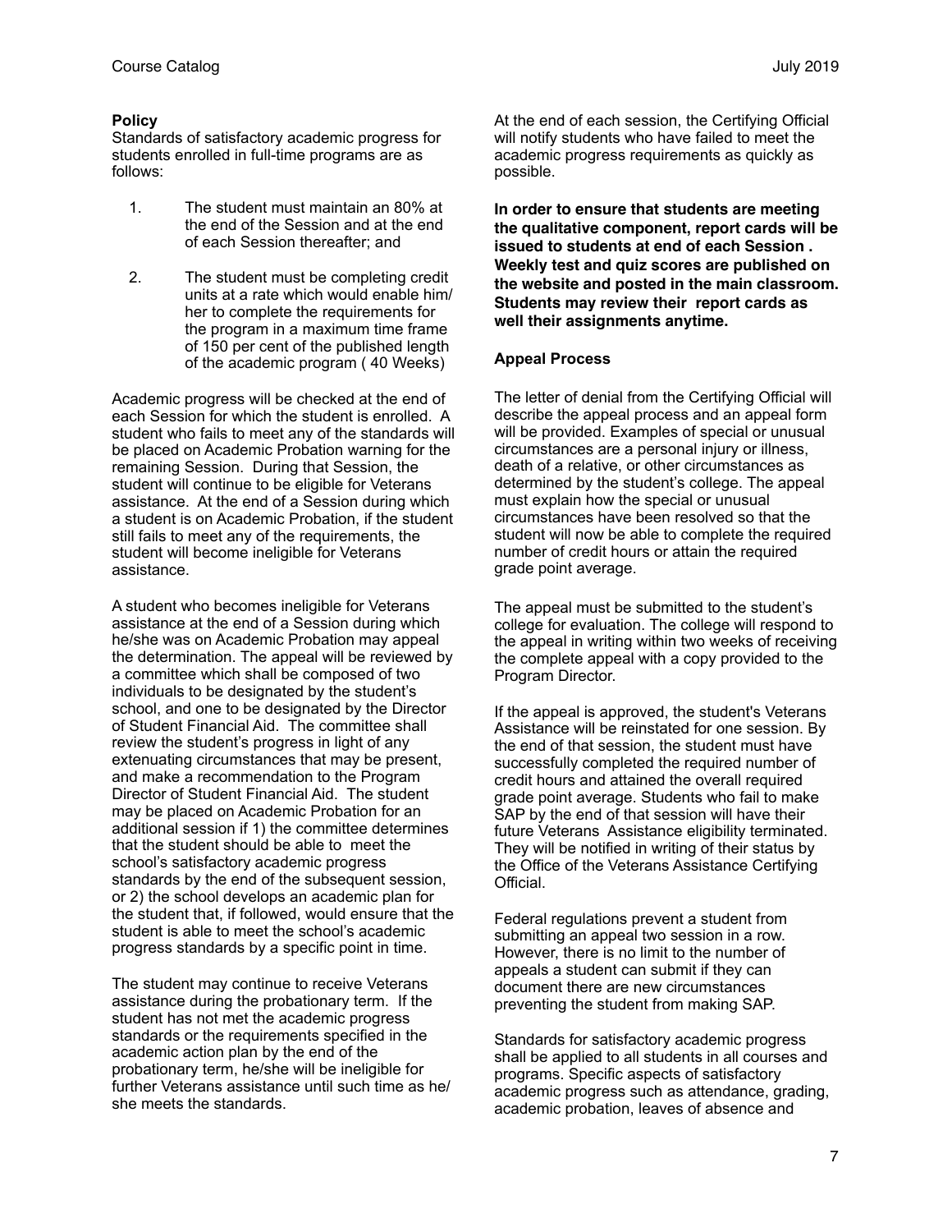**Policy**

Standards of satisfactory academic progress for students enrolled in full-time programs are as follows:

1. The student must maintain an 80% at the end of the Session and at the end of each Session thereafter; and
2. The student must be completing credit units at a rate which would enable him/her to complete the requirements for the program in a maximum time frame of 150 per cent of the published length of the academic program ( 40 Weeks)

Academic progress will be checked at the end of each Session for which the student is enrolled. A student who fails to meet any of the standards will be placed on Academic Probation warning for the remaining Session. During that Session, the student will continue to be eligible for Veterans assistance. At the end of a Session during which a student is on Academic Probation, if the student still fails to meet any of the requirements, the student will become ineligible for Veterans assistance.

A student who becomes ineligible for Veterans assistance at the end of a Session during which he/she was on Academic Probation may appeal the determination. The appeal will be reviewed by a committee which shall be composed of two individuals to be designated by the student's school, and one to be designated by the Director of Student Financial Aid. The committee shall review the student's progress in light of any extenuating circumstances that may be present, and make a recommendation to the Program Director of Student Financial Aid. The student may be placed on Academic Probation for an additional session if 1) the committee determines that the student should be able to meet the school's satisfactory academic progress standards by the end of the subsequent session, or 2) the school develops an academic plan for the student that, if followed, would ensure that the student is able to meet the school's academic progress standards by a specific point in time.

The student may continue to receive Veterans assistance during the probationary term. If the student has not met the academic progress standards or the requirements specified in the academic action plan by the end of the probationary term, he/she will be ineligible for further Veterans assistance until such time as he/she meets the standards.

At the end of each session, the Certifying Official will notify students who have failed to meet the academic progress requirements as quickly as possible.

**In order to ensure that students are meeting the qualitative component, report cards will be issued to students at end of each Session . Weekly test and quiz scores are published on the website and posted in the main classroom. Students may review their report cards as well their assignments anytime.**

**Appeal Process**

The letter of denial from the Certifying Official will describe the appeal process and an appeal form will be provided. Examples of special or unusual circumstances are a personal injury or illness, death of a relative, or other circumstances as determined by the student's college. The appeal must explain how the special or unusual circumstances have been resolved so that the student will now be able to complete the required number of credit hours or attain the required grade point average.

The appeal must be submitted to the student's college for evaluation. The college will respond to the appeal in writing within two weeks of receiving the complete appeal with a copy provided to the Program Director.

If the appeal is approved, the student's Veterans Assistance will be reinstated for one session. By the end of that session, the student must have successfully completed the required number of credit hours and attained the overall required grade point average. Students who fail to make SAP by the end of that session will have their future Veterans Assistance eligibility terminated. They will be notified in writing of their status by the Office of the Veterans Assistance Certifying Official.

Federal regulations prevent a student from submitting an appeal two session in a row. However, there is no limit to the number of appeals a student can submit if they can document there are new circumstances preventing the student from making SAP.

Standards for satisfactory academic progress shall be applied to all students in all courses and programs. Specific aspects of satisfactory academic progress such as attendance, grading, academic probation, leaves of absence and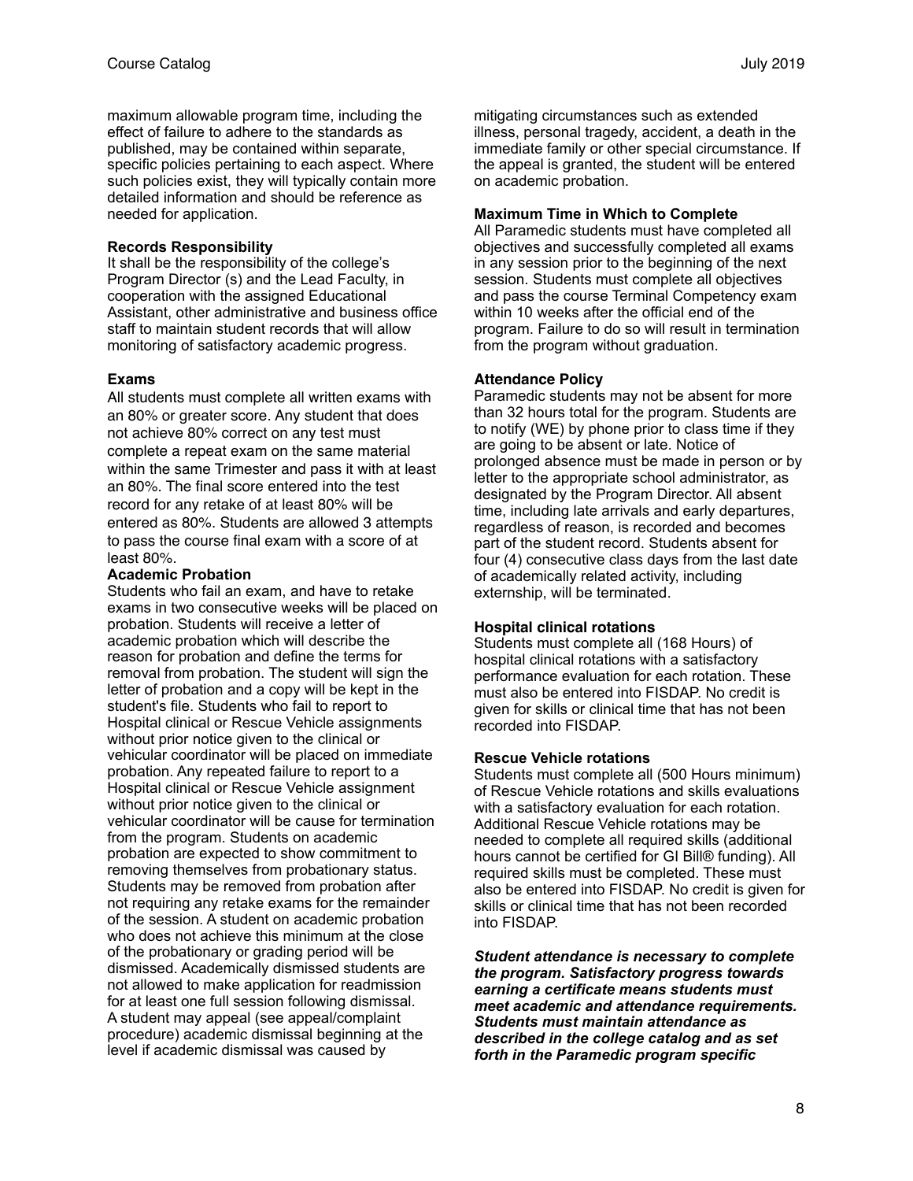maximum allowable program time, including the effect of failure to adhere to the standards as published, may be contained within separate, specific policies pertaining to each aspect. Where such policies exist, they will typically contain more detailed information and should be reference as needed for application.

**Records Responsibility**
It shall be the responsibility of the college's Program Director (s) and the Lead Faculty, in cooperation with the assigned Educational Assistant, other administrative and business office staff to maintain student records that will allow monitoring of satisfactory academic progress.

**Exams**
All students must complete all written exams with an 80% or greater score. Any student that does not achieve 80% correct on any test must complete a repeat exam on the same material within the same Trimester and pass it with at least an 80%. The final score entered into the test record for any retake of at least 80% will be entered as 80%. Students are allowed 3 attempts to pass the course final exam with a score of at least 80%.

**Academic Probation**
Students who fail an exam, and have to retake exams in two consecutive weeks will be placed on probation. Students will receive a letter of academic probation which will describe the reason for probation and define the terms for removal from probation. The student will sign the letter of probation and a copy will be kept in the student's file. Students who fail to report to Hospital clinical or Rescue Vehicle assignments without prior notice given to the clinical or vehicular coordinator will be placed on immediate probation. Any repeated failure to report to a Hospital clinical or Rescue Vehicle assignment without prior notice given to the clinical or vehicular coordinator will be cause for termination from the program. Students on academic probation are expected to show commitment to removing themselves from probationary status. Students may be removed from probation after not requiring any retake exams for the remainder of the session. A student on academic probation who does not achieve this minimum at the close of the probationary or grading period will be dismissed. Academically dismissed students are not allowed to make application for readmission for at least one full session following dismissal. A student may appeal (see appeal/complaint procedure) academic dismissal beginning at the level if academic dismissal was caused by mitigating circumstances such as extended illness, personal tragedy, accident, a death in the immediate family or other special circumstance. If the appeal is granted, the student will be entered on academic probation.

**Maximum Time in Which to Complete**
All Paramedic students must have completed all objectives and successfully completed all exams in any session prior to the beginning of the next session. Students must complete all objectives and pass the course Terminal Competency exam within 10 weeks after the official end of the program. Failure to do so will result in termination from the program without graduation.

**Attendance Policy**
Paramedic students may not be absent for more than 32 hours total for the program. Students are to notify (WE) by phone prior to class time if they are going to be absent or late. Notice of prolonged absence must be made in person or by letter to the appropriate school administrator, as designated by the Program Director. All absent time, including late arrivals and early departures, regardless of reason, is recorded and becomes part of the student record. Students absent for four (4) consecutive class days from the last date of academically related activity, including externship, will be terminated.

**Hospital clinical rotations**
Students must complete all (168 Hours) of hospital clinical rotations with a satisfactory performance evaluation for each rotation. These must also be entered into FISDAP. No credit is given for skills or clinical time that has not been recorded into FISDAP.

**Rescue Vehicle rotations**
Students must complete all (500 Hours minimum) of Rescue Vehicle rotations and skills evaluations with a satisfactory evaluation for each rotation. Additional Rescue Vehicle rotations may be needed to complete all required skills (additional hours cannot be certified for GI Bill® funding). All required skills must be completed. These must also be entered into FISDAP. No credit is given for skills or clinical time that has not been recorded into FISDAP.

***Student attendance is necessary to complete the program. Satisfactory progress towards earning a certificate means students must meet academic and attendance requirements. Students must maintain attendance as described in the college catalog and as set forth in the Paramedic program specific***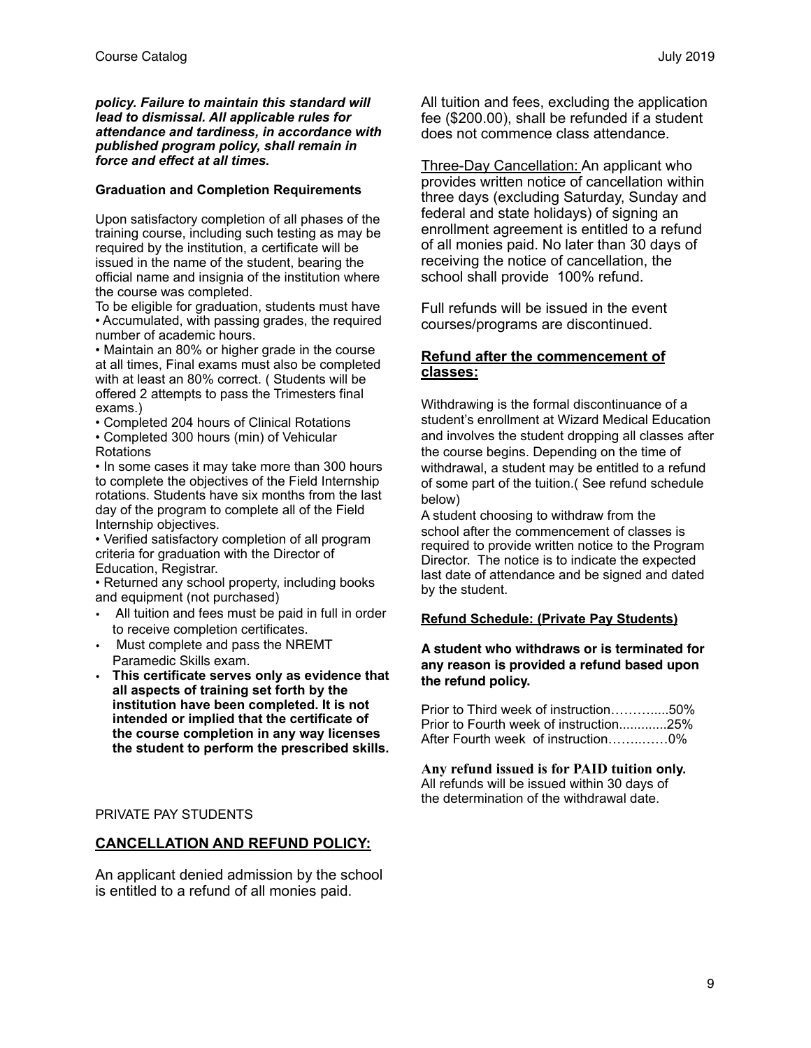***policy. Failure to maintain this standard will lead to dismissal. All applicable rules for attendance and tardiness, in accordance with published program policy, shall remain in force and effect at all times.***

**Graduation and Completion Requirements**

Upon satisfactory completion of all phases of the training course, including such testing as may be required by the institution, a certificate will be issued in the name of the student, bearing the official name and insignia of the institution where the course was completed.

To be eligible for graduation, students must have

- Accumulated, with passing grades, the required number of academic hours.
- Maintain an 80% or higher grade in the course at all times, Final exams must also be completed with at least an 80% correct. ( Students will be offered 2 attempts to pass the Trimesters final exams.)
- Completed 204 hours of Clinical Rotations
- Completed 300 hours (min) of Vehicular Rotations
- In some cases it may take more than 300 hours to complete the objectives of the Field Internship rotations. Students have six months from the last day of the program to complete all of the Field Internship objectives.
- Verified satisfactory completion of all program criteria for graduation with the Director of Education, Registrar.
- Returned any school property, including books and equipment (not purchased)
- All tuition and fees must be paid in full in order to receive completion certificates.
- Must complete and pass the NREMT Paramedic Skills exam.
- **This certificate serves only as evidence that all aspects of training set forth by the institution have been completed. It is not intended or implied that the certificate of the course completion in any way licenses the student to perform the prescribed skills.**

PRIVATE PAY STUDENTS

## CANCELLATION AND REFUND POLICY:

An applicant denied admission by the school is entitled to a refund of all monies paid.

All tuition and fees, excluding the application fee ($200.00), shall be refunded if a student does not commence class attendance.

Three-Day Cancellation: An applicant who provides written notice of cancellation within three days (excluding Saturday, Sunday and federal and state holidays) of signing an enrollment agreement is entitled to a refund of all monies paid. No later than 30 days of receiving the notice of cancellation, the school shall provide 100% refund.

Full refunds will be issued in the event courses/programs are discontinued.

## Refund after the commencement of classes:

Withdrawing is the formal discontinuance of a student's enrollment at Wizard Medical Education and involves the student dropping all classes after the course begins. Depending on the time of withdrawal, a student may be entitled to a refund of some part of the tuition.( See refund schedule below)

A student choosing to withdraw from the school after the commencement of classes is required to provide written notice to the Program Director. The notice is to indicate the expected last date of attendance and be signed and dated by the student.

**Refund Schedule: (Private Pay Students)**

**A student who withdraws or is terminated for any reason is provided a refund based upon the refund policy.**

Prior to Third week of instruction…………....50%
Prior to Fourth week of instruction.............25%
After Fourth week of instruction……..……0%

**Any refund issued is for PAID tuition only.**
All refunds will be issued within 30 days of the determination of the withdrawal date.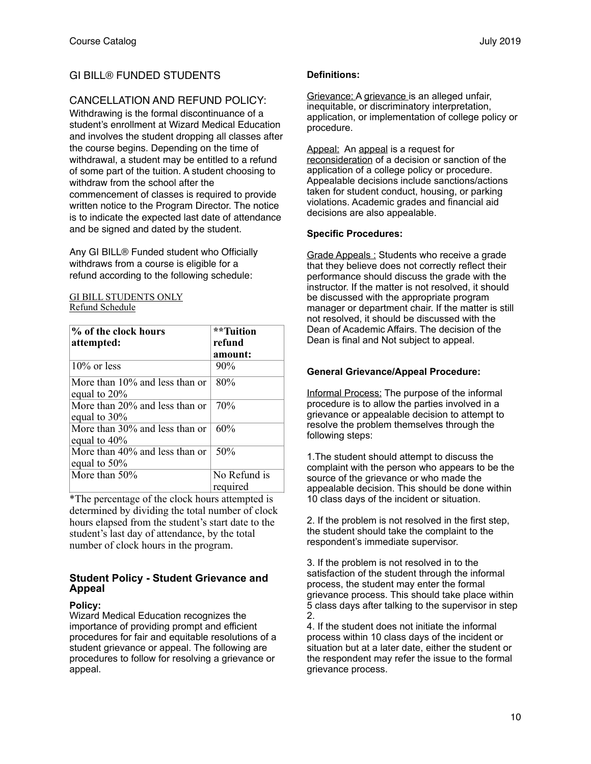## GI BILL® FUNDED STUDENTS

## CANCELLATION AND REFUND POLICY:

Withdrawing is the formal discontinuance of a student's enrollment at Wizard Medical Education and involves the student dropping all classes after the course begins. Depending on the time of withdrawal, a student may be entitled to a refund of some part of the tuition. A student choosing to withdraw from the school after the commencement of classes is required to provide written notice to the Program Director. The notice is to indicate the expected last date of attendance and be signed and dated by the student.

Any GI BILL® Funded student who Officially withdraws from a course is eligible for a refund according to the following schedule:

GI BILL STUDENTS ONLY
Refund Schedule

| % of the clock hours attempted: | **Tuition refund amount: |
|---|---|
| 10% or less | 90% |
| More than 10% and less than or equal to 20% | 80% |
| More than 20% and less than or equal to 30% | 70% |
| More than 30% and less than or equal to 40% | 60% |
| More than 40% and less than or equal to 50% | 50% |
| More than 50% | No Refund is required |

*The percentage of the clock hours attempted is determined by dividing the total number of clock hours elapsed from the student's start date to the student's last day of attendance, by the total number of clock hours in the program.

### Student Policy - Student Grievance and Appeal

**Policy:**
Wizard Medical Education recognizes the importance of providing prompt and efficient procedures for fair and equitable resolutions of a student grievance or appeal. The following are procedures to follow for resolving a grievance or appeal.

**Definitions:**

Grievance: A grievance is an alleged unfair, inequitable, or discriminatory interpretation, application, or implementation of college policy or procedure.

Appeal: An appeal is a request for reconsideration of a decision or sanction of the application of a college policy or procedure. Appealable decisions include sanctions/actions taken for student conduct, housing, or parking violations. Academic grades and financial aid decisions are also appealable.

**Specific Procedures:**

Grade Appeals : Students who receive a grade that they believe does not correctly reflect their performance should discuss the grade with the instructor. If the matter is not resolved, it should be discussed with the appropriate program manager or department chair. If the matter is still not resolved, it should be discussed with the Dean of Academic Affairs. The decision of the Dean is final and Not subject to appeal.

**General Grievance/Appeal Procedure:**

Informal Process: The purpose of the informal procedure is to allow the parties involved in a grievance or appealable decision to attempt to resolve the problem themselves through the following steps:

1.The student should attempt to discuss the complaint with the person who appears to be the source of the grievance or who made the appealable decision. This should be done within 10 class days of the incident or situation.

2. If the problem is not resolved in the first step, the student should take the complaint to the respondent's immediate supervisor.

3. If the problem is not resolved in to the satisfaction of the student through the informal process, the student may enter the formal grievance process. This should take place within 5 class days after talking to the supervisor in step 2.

4. If the student does not initiate the informal process within 10 class days of the incident or situation but at a later date, either the student or the respondent may refer the issue to the formal grievance process.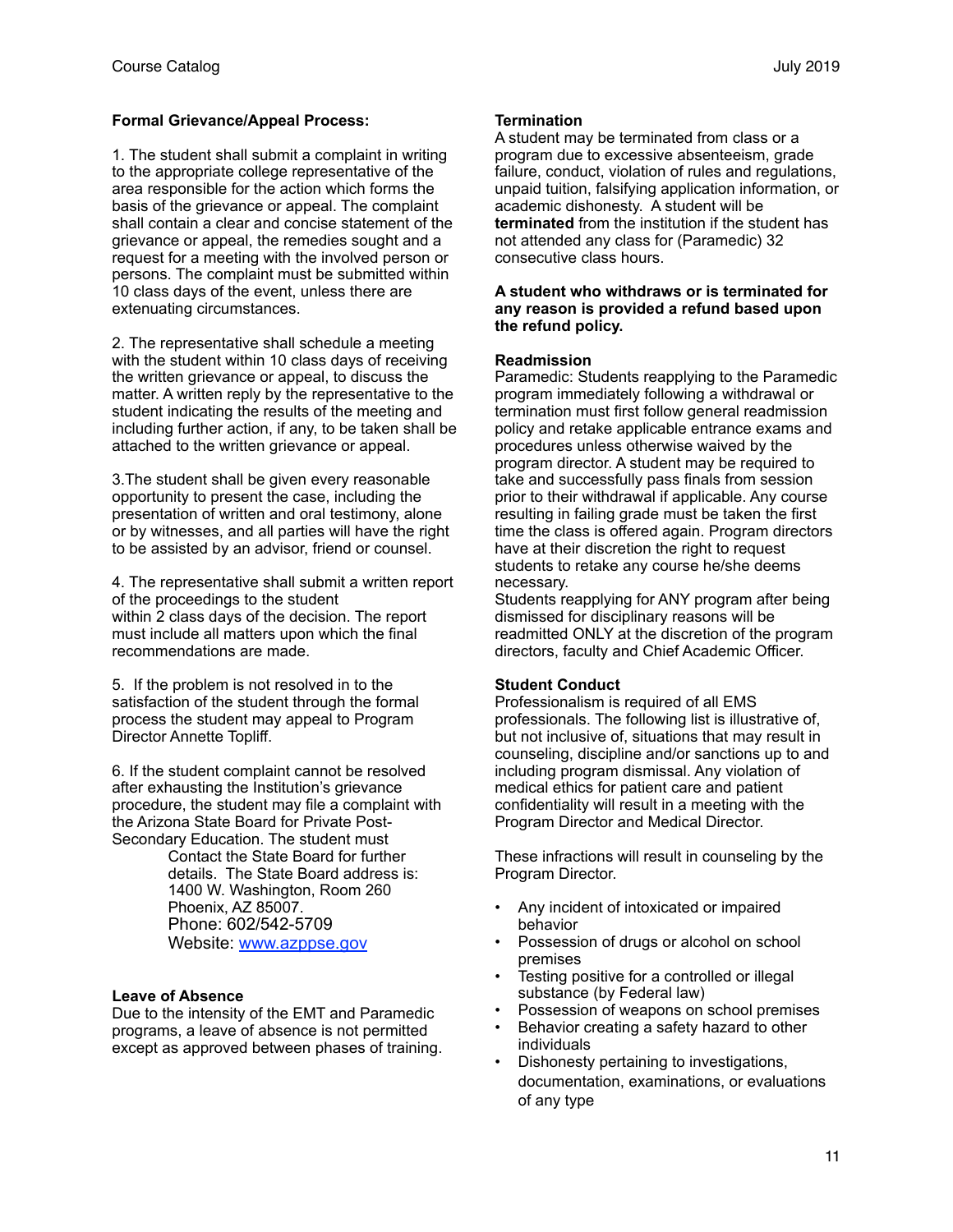**Formal Grievance/Appeal Process:**

1. The student shall submit a complaint in writing to the appropriate college representative of the area responsible for the action which forms the basis of the grievance or appeal. The complaint shall contain a clear and concise statement of the grievance or appeal, the remedies sought and a request for a meeting with the involved person or persons. The complaint must be submitted within 10 class days of the event, unless there are extenuating circumstances.

2. The representative shall schedule a meeting with the student within 10 class days of receiving the written grievance or appeal, to discuss the matter. A written reply by the representative to the student indicating the results of the meeting and including further action, if any, to be taken shall be attached to the written grievance or appeal.

3.The student shall be given every reasonable opportunity to present the case, including the presentation of written and oral testimony, alone or by witnesses, and all parties will have the right to be assisted by an advisor, friend or counsel.

4. The representative shall submit a written report of the proceedings to the student within 2 class days of the decision. The report must include all matters upon which the final recommendations are made.

5. If the problem is not resolved in to the satisfaction of the student through the formal process the student may appeal to Program Director Annette Topliff.

6. If the student complaint cannot be resolved after exhausting the Institution's grievance procedure, the student may file a complaint with the Arizona State Board for Private Post-Secondary Education. The student must Contact the State Board for further details. The State Board address is:
1400 W. Washington, Room 260
Phoenix, AZ 85007.
Phone: 602/542-5709
Website: [www.azppse.gov](http://www.azppse.gov)

**Leave of Absence**
Due to the intensity of the EMT and Paramedic programs, a leave of absence is not permitted except as approved between phases of training.

**Termination**
A student may be terminated from class or a program due to excessive absenteeism, grade failure, conduct, violation of rules and regulations, unpaid tuition, falsifying application information, or academic dishonesty. A student will be **terminated** from the institution if the student has not attended any class for (Paramedic) 32 consecutive class hours.

**A student who withdraws or is terminated for any reason is provided a refund based upon the refund policy.**

**Readmission**
Paramedic: Students reapplying to the Paramedic program immediately following a withdrawal or termination must first follow general readmission policy and retake applicable entrance exams and procedures unless otherwise waived by the program director. A student may be required to take and successfully pass finals from session prior to their withdrawal if applicable. Any course resulting in failing grade must be taken the first time the class is offered again. Program directors have at their discretion the right to request students to retake any course he/she deems necessary.
Students reapplying for ANY program after being dismissed for disciplinary reasons will be readmitted ONLY at the discretion of the program directors, faculty and Chief Academic Officer.

**Student Conduct**
Professionalism is required of all EMS professionals. The following list is illustrative of, but not inclusive of, situations that may result in counseling, discipline and/or sanctions up to and including program dismissal. Any violation of medical ethics for patient care and patient confidentiality will result in a meeting with the Program Director and Medical Director.

These infractions will result in counseling by the Program Director.

- Any incident of intoxicated or impaired behavior
- Possession of drugs or alcohol on school premises
- Testing positive for a controlled or illegal substance (by Federal law)
- Possession of weapons on school premises
- Behavior creating a safety hazard to other individuals
- Dishonesty pertaining to investigations, documentation, examinations, or evaluations of any type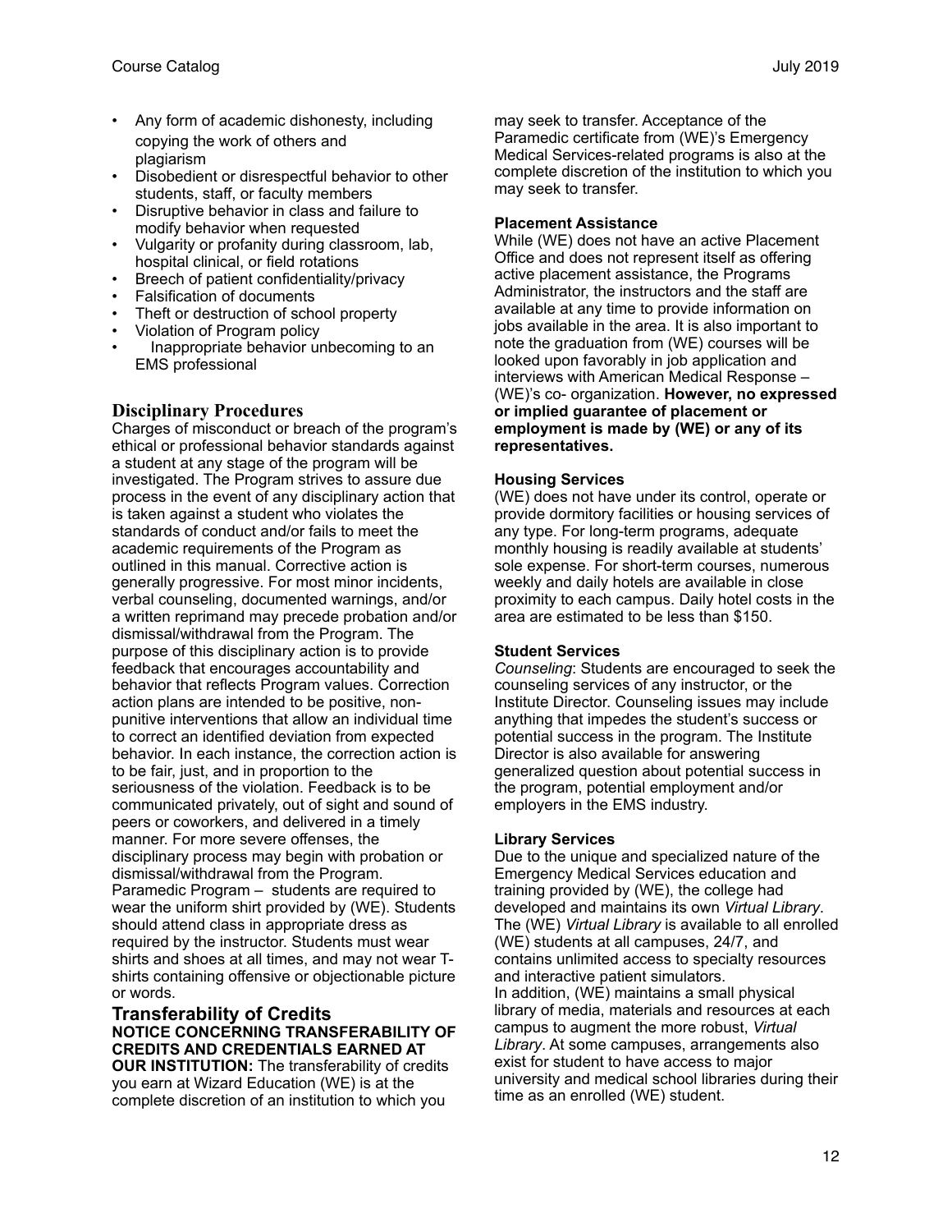- Any form of academic dishonesty, including copying the work of others and plagiarism
- Disobedient or disrespectful behavior to other students, staff, or faculty members
- Disruptive behavior in class and failure to modify behavior when requested
- Vulgarity or profanity during classroom, lab, hospital clinical, or field rotations
- Breech of patient confidentiality/privacy
- Falsification of documents
- Theft or destruction of school property
- Violation of Program policy
- Inappropriate behavior unbecoming to an EMS professional

## Disciplinary Procedures

Charges of misconduct or breach of the program's ethical or professional behavior standards against a student at any stage of the program will be investigated. The Program strives to assure due process in the event of any disciplinary action that is taken against a student who violates the standards of conduct and/or fails to meet the academic requirements of the Program as outlined in this manual. Corrective action is generally progressive. For most minor incidents, verbal counseling, documented warnings, and/or a written reprimand may precede probation and/or dismissal/withdrawal from the Program. The purpose of this disciplinary action is to provide feedback that encourages accountability and behavior that reflects Program values. Correction action plans are intended to be positive, non-punitive interventions that allow an individual time to correct an identified deviation from expected behavior. In each instance, the correction action is to be fair, just, and in proportion to the seriousness of the violation. Feedback is to be communicated privately, out of sight and sound of peers or coworkers, and delivered in a timely manner. For more severe offenses, the disciplinary process may begin with probation or dismissal/withdrawal from the Program.
Paramedic Program – students are required to wear the uniform shirt provided by (WE). Students should attend class in appropriate dress as required by the instructor. Students must wear shirts and shoes at all times, and may not wear T-shirts containing offensive or objectionable picture or words.

## Transferability of Credits

**NOTICE CONCERNING TRANSFERABILITY OF CREDITS AND CREDENTIALS EARNED AT OUR INSTITUTION:** The transferability of credits you earn at Wizard Education (WE) is at the complete discretion of an institution to which you may seek to transfer. Acceptance of the Paramedic certificate from (WE)'s Emergency Medical Services-related programs is also at the complete discretion of the institution to which you may seek to transfer.

**Placement Assistance**

While (WE) does not have an active Placement Office and does not represent itself as offering active placement assistance, the Programs Administrator, the instructors and the staff are available at any time to provide information on jobs available in the area. It is also important to note the graduation from (WE) courses will be looked upon favorably in job application and interviews with American Medical Response – (WE)'s co- organization. **However, no expressed or implied guarantee of placement or employment is made by (WE) or any of its representatives.**

**Housing Services**

(WE) does not have under its control, operate or provide dormitory facilities or housing services of any type. For long-term programs, adequate monthly housing is readily available at students' sole expense. For short-term courses, numerous weekly and daily hotels are available in close proximity to each campus. Daily hotel costs in the area are estimated to be less than $150.

**Student Services**

*Counseling*: Students are encouraged to seek the counseling services of any instructor, or the Institute Director. Counseling issues may include anything that impedes the student's success or potential success in the program. The Institute Director is also available for answering generalized question about potential success in the program, potential employment and/or employers in the EMS industry.

**Library Services**

Due to the unique and specialized nature of the Emergency Medical Services education and training provided by (WE), the college had developed and maintains its own *Virtual Library*. The (WE) *Virtual Library* is available to all enrolled (WE) students at all campuses, 24/7, and contains unlimited access to specialty resources and interactive patient simulators.
In addition, (WE) maintains a small physical library of media, materials and resources at each campus to augment the more robust, *Virtual Library*. At some campuses, arrangements also exist for student to have access to major university and medical school libraries during their time as an enrolled (WE) student.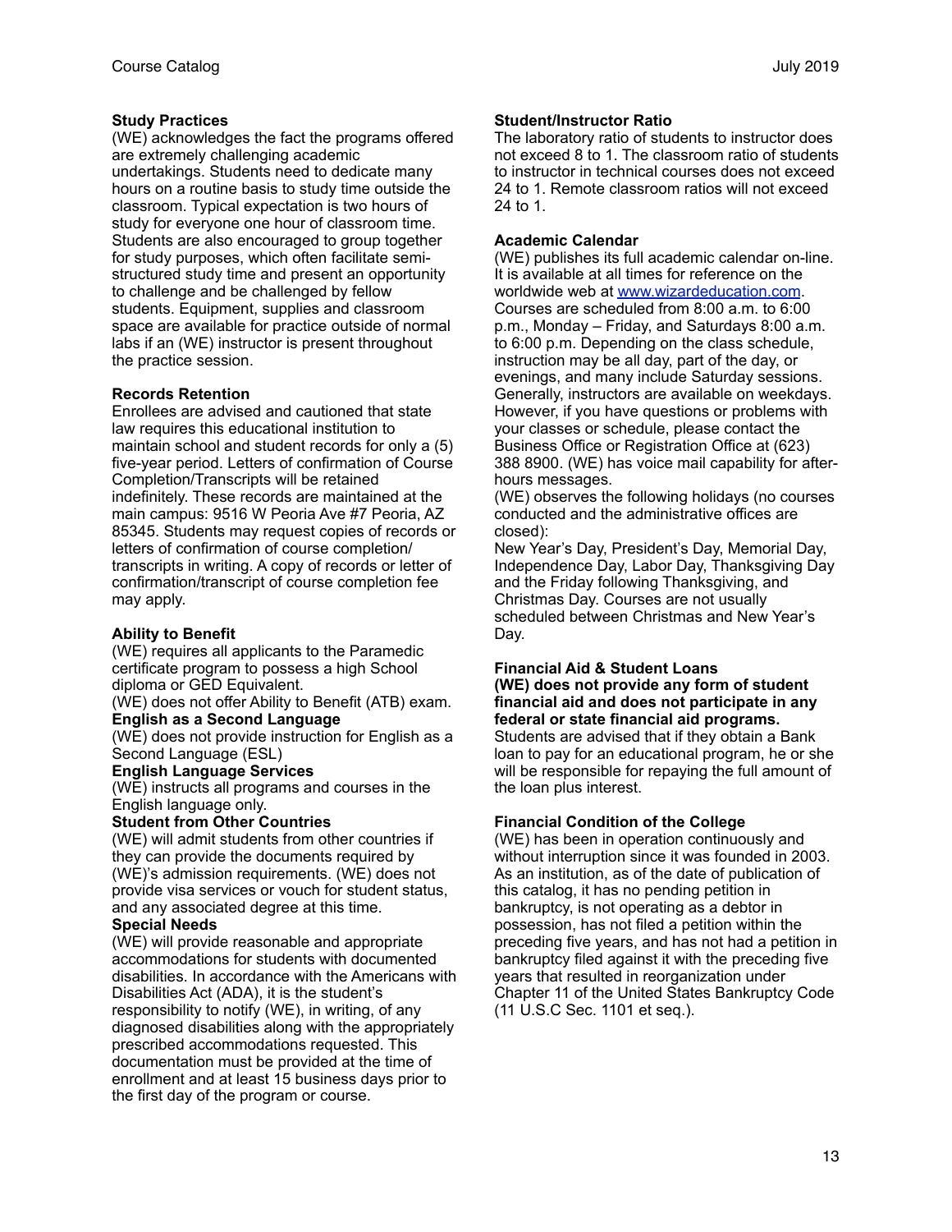### Study Practices

(WE) acknowledges the fact the programs offered are extremely challenging academic undertakings. Students need to dedicate many hours on a routine basis to study time outside the classroom. Typical expectation is two hours of study for everyone one hour of classroom time. Students are also encouraged to group together for study purposes, which often facilitate semi-structured study time and present an opportunity to challenge and be challenged by fellow students. Equipment, supplies and classroom space are available for practice outside of normal labs if an (WE) instructor is present throughout the practice session.

### Records Retention

Enrollees are advised and cautioned that state law requires this educational institution to maintain school and student records for only a (5) five-year period. Letters of confirmation of Course Completion/Transcripts will be retained indefinitely. These records are maintained at the main campus: 9516 W Peoria Ave #7 Peoria, AZ 85345. Students may request copies of records or letters of confirmation of course completion/ transcripts in writing. A copy of records or letter of confirmation/transcript of course completion fee may apply.

### Ability to Benefit

(WE) requires all applicants to the Paramedic certificate program to possess a high School diploma or GED Equivalent.

(WE) does not offer Ability to Benefit (ATB) exam.

### English as a Second Language

(WE) does not provide instruction for English as a Second Language (ESL)

### English Language Services

(WE) instructs all programs and courses in the English language only.

### Student from Other Countries

(WE) will admit students from other countries if they can provide the documents required by (WE)'s admission requirements. (WE) does not provide visa services or vouch for student status, and any associated degree at this time.

### Special Needs

(WE) will provide reasonable and appropriate accommodations for students with documented disabilities. In accordance with the Americans with Disabilities Act (ADA), it is the student's responsibility to notify (WE), in writing, of any diagnosed disabilities along with the appropriately prescribed accommodations requested. This documentation must be provided at the time of enrollment and at least 15 business days prior to the first day of the program or course.

### Student/Instructor Ratio

The laboratory ratio of students to instructor does not exceed 8 to 1. The classroom ratio of students to instructor in technical courses does not exceed 24 to 1. Remote classroom ratios will not exceed 24 to 1.

### Academic Calendar

(WE) publishes its full academic calendar on-line. It is available at all times for reference on the worldwide web at [www.wizardeducation.com](http://www.wizardeducation.com). Courses are scheduled from 8:00 a.m. to 6:00 p.m., Monday – Friday, and Saturdays 8:00 a.m. to 6:00 p.m. Depending on the class schedule, instruction may be all day, part of the day, or evenings, and many include Saturday sessions. Generally, instructors are available on weekdays. However, if you have questions or problems with your classes or schedule, please contact the Business Office or Registration Office at (623) 388 8900. (WE) has voice mail capability for after-hours messages.

(WE) observes the following holidays (no courses conducted and the administrative offices are closed):

New Year's Day, President's Day, Memorial Day, Independence Day, Labor Day, Thanksgiving Day and the Friday following Thanksgiving, and Christmas Day. Courses are not usually scheduled between Christmas and New Year's Day.

### Financial Aid & Student Loans

**(WE) does not provide any form of student financial aid and does not participate in any federal or state financial aid programs.**

Students are advised that if they obtain a Bank loan to pay for an educational program, he or she will be responsible for repaying the full amount of the loan plus interest.

### Financial Condition of the College

(WE) has been in operation continuously and without interruption since it was founded in 2003. As an institution, as of the date of publication of this catalog, it has no pending petition in bankruptcy, is not operating as a debtor in possession, has not filed a petition within the preceding five years, and has not had a petition in bankruptcy filed against it with the preceding five years that resulted in reorganization under Chapter 11 of the United States Bankruptcy Code (11 U.S.C Sec. 1101 et seq.).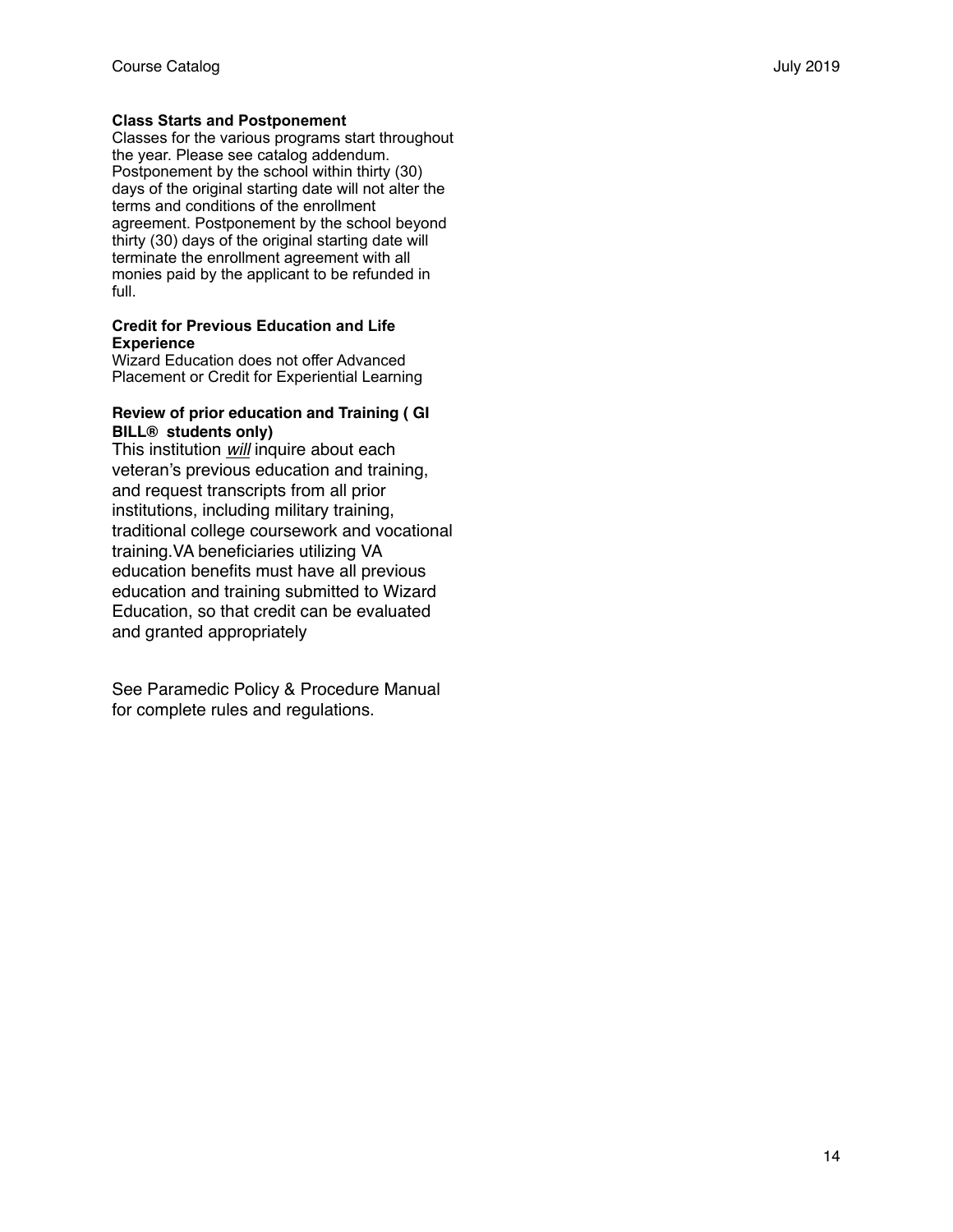**Class Starts and Postponement**

Classes for the various programs start throughout the year. Please see catalog addendum. Postponement by the school within thirty (30) days of the original starting date will not alter the terms and conditions of the enrollment agreement. Postponement by the school beyond thirty (30) days of the original starting date will terminate the enrollment agreement with all monies paid by the applicant to be refunded in full.

**Credit for Previous Education and Life Experience**

Wizard Education does not offer Advanced Placement or Credit for Experiential Learning

**Review of prior education and Training ( GI BILL® students only)**

This institution *will* inquire about each veteran's previous education and training, and request transcripts from all prior institutions, including military training, traditional college coursework and vocational training.VA beneficiaries utilizing VA education benefits must have all previous education and training submitted to Wizard Education, so that credit can be evaluated and granted appropriately

See Paramedic Policy & Procedure Manual for complete rules and regulations.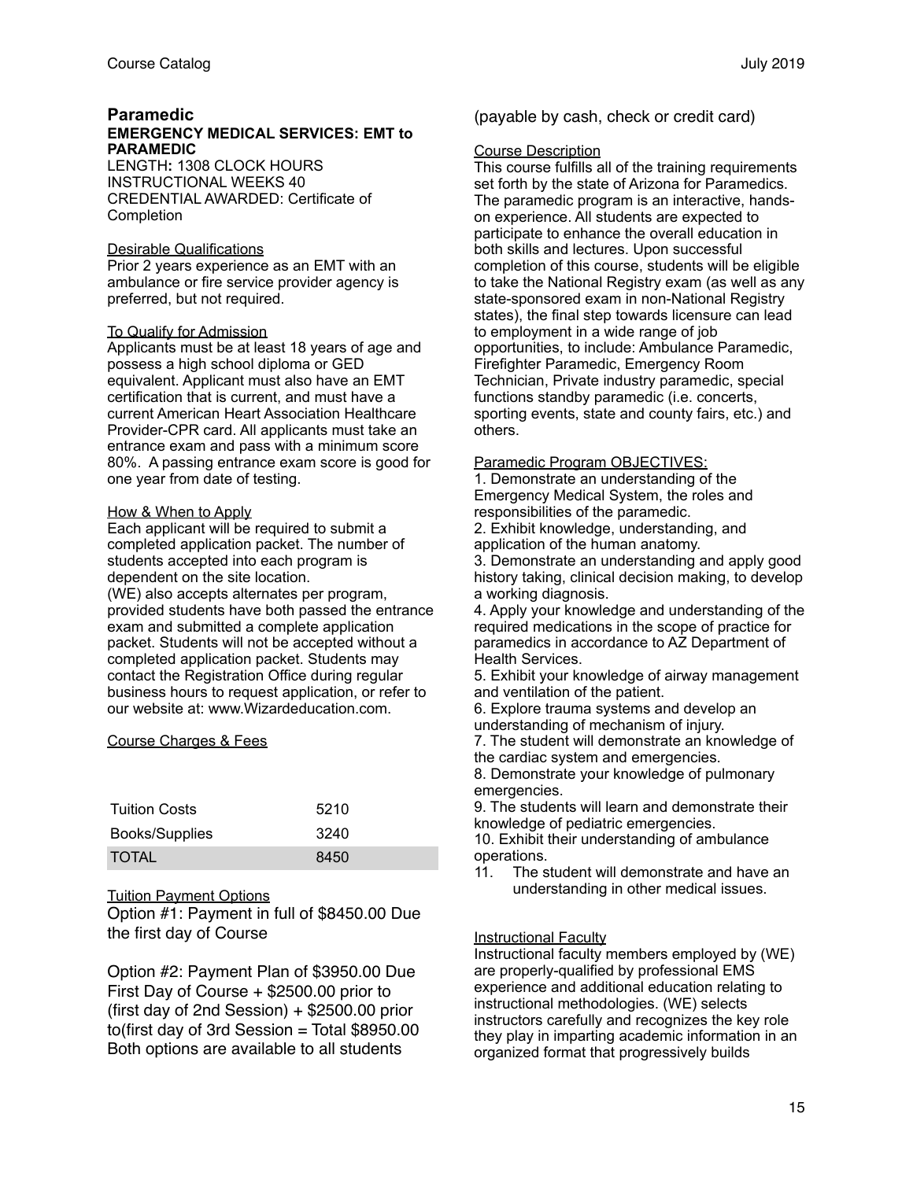## Paramedic

### EMERGENCY MEDICAL SERVICES: EMT to PARAMEDIC

LENGTH**:** 1308 CLOCK HOURS
INSTRUCTIONAL WEEKS 40
CREDENTIAL AWARDED: Certificate of Completion

Desirable Qualifications

Prior 2 years experience as an EMT with an ambulance or fire service provider agency is preferred, but not required.

To Qualify for Admission

Applicants must be at least 18 years of age and possess a high school diploma or GED equivalent. Applicant must also have an EMT certification that is current, and must have a current American Heart Association Healthcare Provider-CPR card. All applicants must take an entrance exam and pass with a minimum score 80%. A passing entrance exam score is good for one year from date of testing.

How & When to Apply

Each applicant will be required to submit a completed application packet. The number of students accepted into each program is dependent on the site location.
(WE) also accepts alternates per program, provided students have both passed the entrance exam and submitted a complete application packet. Students will not be accepted without a completed application packet. Students may contact the Registration Office during regular business hours to request application, or refer to our website at: www.Wizardeducation.com.

Course Charges & Fees

| | |
|---|---|
| Tuition Costs | 5210 |
| Books/Supplies | 3240 |
| TOTAL | 8450 |

Tuition Payment Options

Option #1: Payment in full of $8450.00 Due the first day of Course

Option #2: Payment Plan of $3950.00 Due First Day of Course + $2500.00 prior to (first day of 2nd Session) + $2500.00 prior to(first day of 3rd Session = Total $8950.00
Both options are available to all students (payable by cash, check or credit card)

Course Description

This course fulfills all of the training requirements set forth by the state of Arizona for Paramedics. The paramedic program is an interactive, hands-on experience. All students are expected to participate to enhance the overall education in both skills and lectures. Upon successful completion of this course, students will be eligible to take the National Registry exam (as well as any state-sponsored exam in non-National Registry states), the final step towards licensure can lead to employment in a wide range of job opportunities, to include: Ambulance Paramedic, Firefighter Paramedic, Emergency Room Technician, Private industry paramedic, special functions standby paramedic (i.e. concerts, sporting events, state and county fairs, etc.) and others.

Paramedic Program OBJECTIVES:

1. Demonstrate an understanding of the Emergency Medical System, the roles and responsibilities of the paramedic.
2. Exhibit knowledge, understanding, and application of the human anatomy.
3. Demonstrate an understanding and apply good history taking, clinical decision making, to develop a working diagnosis.
4. Apply your knowledge and understanding of the required medications in the scope of practice for paramedics in accordance to AZ Department of Health Services.
5. Exhibit your knowledge of airway management and ventilation of the patient.
6. Explore trauma systems and develop an understanding of mechanism of injury.
7. The student will demonstrate an knowledge of the cardiac system and emergencies.
8. Demonstrate your knowledge of pulmonary emergencies.
9. The students will learn and demonstrate their knowledge of pediatric emergencies.
10. Exhibit their understanding of ambulance operations.
11. The student will demonstrate and have an understanding in other medical issues.

Instructional Faculty

Instructional faculty members employed by (WE) are properly-qualified by professional EMS experience and additional education relating to instructional methodologies. (WE) selects instructors carefully and recognizes the key role they play in imparting academic information in an organized format that progressively builds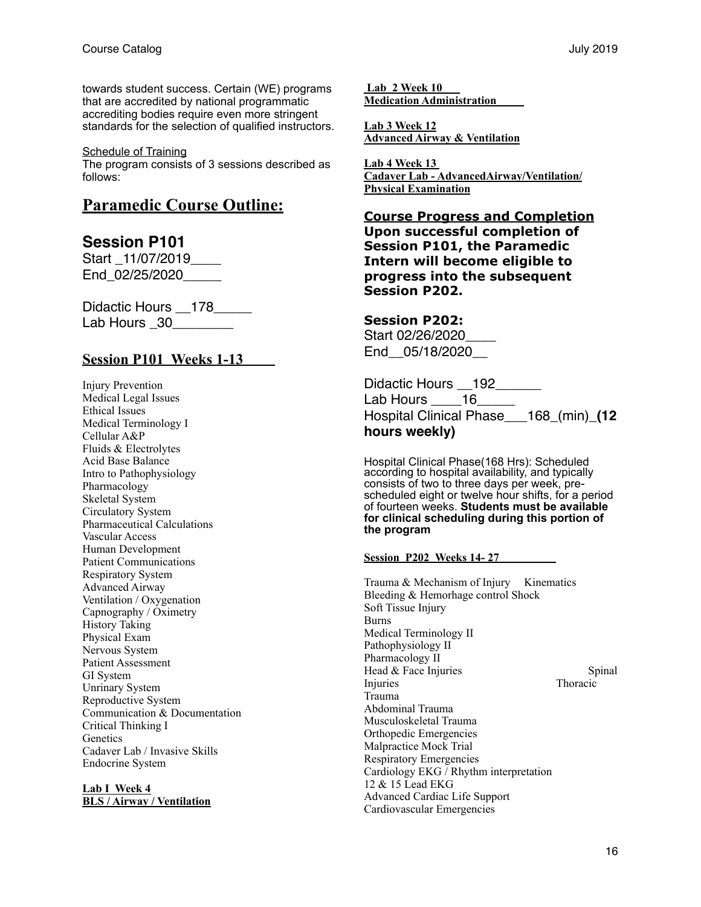towards student success. Certain (WE) programs that are accredited by national programmatic accrediting bodies require even more stringent standards for the selection of qualified instructors.

Schedule of Training
The program consists of 3 sessions described as follows:

# Paramedic Course Outline:

## Session P101

Start _11/07/2019____
End_02/25/2020_____

Didactic Hours __178_____
Lab Hours _30________

### Session P101 Weeks 1-13

Injury Prevention
Medical Legal Issues
Ethical Issues
Medical Terminology I
Cellular A&P
Fluids & Electrolytes
Acid Base Balance
Intro to Pathophysiology
Pharmacology
Skeletal System
Circulatory System
Pharmaceutical Calculations
Vascular Access
Human Development
Patient Communications
Respiratory System
Advanced Airway
Ventilation / Oxygenation
Capnography / Oximetry
History Taking
Physical Exam
Nervous System
Patient Assessment
GI System
Unrinary System
Reproductive System
Communication & Documentation
Critical Thinking I
Genetics
Cadaver Lab / Invasive Skills
Endocrine System

**Lab I Week 4**
**BLS / Airway / Ventilation**

**Lab 2 Week 10**
**Medication Administration**

**Lab 3 Week 12**
**Advanced Airway & Ventilation**

**Lab 4 Week 13**
**Cadaver Lab - AdvancedAirway/Ventilation/ Physical Examination**

**Course Progress and Completion**
**Upon successful completion of Session P101, the Paramedic Intern will become eligible to progress into the subsequent Session P202.**

## Session P202:

Start 02/26/2020____
End__05/18/2020__

Didactic Hours __192______
Lab Hours ____16_____
Hospital Clinical Phase___168_(min)_**(12 hours weekly)**

Hospital Clinical Phase(168 Hrs): Scheduled according to hospital availability, and typically consists of two to three days per week, pre-scheduled eight or twelve hour shifts, for a period of fourteen weeks. **Students must be available for clinical scheduling during this portion of the program**

### Session P202 Weeks 14- 27

Trauma & Mechanism of Injury Kinematics
Bleeding & Hemorhage control Shock
Soft Tissue Injury
Burns
Medical Terminology II
Pathophysiology II
Pharmacology II
Head & Face Injuries
Spinal Injuries
Thoracic Trauma
Abdominal Trauma
Musculoskeletal Trauma
Orthopedic Emergencies
Malpractice Mock Trial
Respiratory Emergencies
Cardiology EKG / Rhythm interpretation
12 & 15 Lead EKG
Advanced Cardiac Life Support
Cardiovascular Emergencies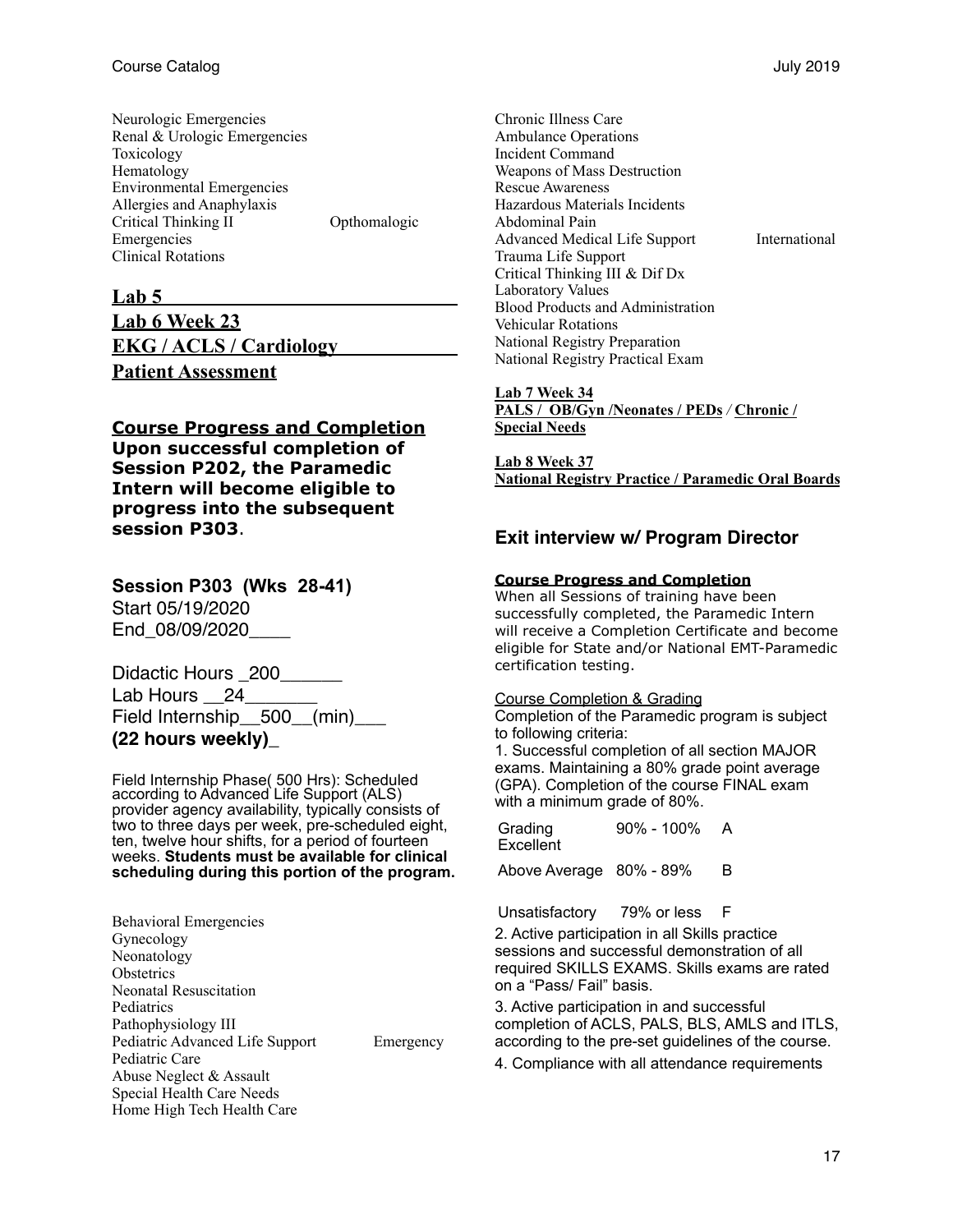Neurologic Emergencies
Renal & Urologic Emergencies
Toxicology
Hematology
Environmental Emergencies
Allergies and Anaphylaxis
Critical Thinking II Opthomalogic Emergencies
Clinical Rotations

**Lab 5**

**Lab 6 Week 23**

**EKG / ACLS / Cardiology**

**Patient Assessment**

**Course Progress and Completion**

**Upon successful completion of Session P202, the Paramedic Intern will become eligible to progress into the subsequent session P303**.

**Session P303 (Wks 28-41)**

Start 05/19/2020
End_08/09/2020____

Didactic Hours _200______
Lab Hours __24_______
Field Internship__500__(min)___
**(22 hours weekly)_**

Field Internship Phase( 500 Hrs): Scheduled according to Advanced Life Support (ALS) provider agency availability, typically consists of two to three days per week, pre-scheduled eight, ten, twelve hour shifts, for a period of fourteen weeks. **Students must be available for clinical scheduling during this portion of the program.**

Behavioral Emergencies
Gynecology
Neonatology
Obstetrics
Neonatal Resuscitation
Pediatrics
Pathophysiology III
Pediatric Advanced Life Support Emergency Pediatric Care
Abuse Neglect & Assault
Special Health Care Needs
Home High Tech Health Care
Chronic Illness Care
Ambulance Operations
Incident Command
Weapons of Mass Destruction
Rescue Awareness
Hazardous Materials Incidents
Abdominal Pain
Advanced Medical Life Support International Trauma Life Support
Critical Thinking III & Dif Dx
Laboratory Values
Blood Products and Administration
Vehicular Rotations
National Registry Preparation
National Registry Practical Exam

**Lab 7 Week 34**
**PALS / OB/Gyn /Neonates / PEDs / Chronic / Special Needs**

**Lab 8 Week 37**
**National Registry Practice / Paramedic Oral Boards**

**Exit interview w/ Program Director**

**Course Progress and Completion**

When all Sessions of training have been successfully completed, the Paramedic Intern will receive a Completion Certificate and become eligible for State and/or National EMT-Paramedic certification testing.

Course Completion & Grading

Completion of the Paramedic program is subject to following criteria:

1. Successful completion of all section MAJOR exams. Maintaining a 80% grade point average (GPA). Completion of the course FINAL exam with a minimum grade of 80%.

| Grading | | |
|---|---|---|
| Excellent | 90% - 100% | A |
| Above Average | 80% - 89% | B |
| Unsatisfactory | 79% or less | F |

2. Active participation in all Skills practice sessions and successful demonstration of all required SKILLS EXAMS. Skills exams are rated on a "Pass/ Fail" basis.
3. Active participation in and successful completion of ACLS, PALS, BLS, AMLS and ITLS, according to the pre-set guidelines of the course.
4. Compliance with all attendance requirements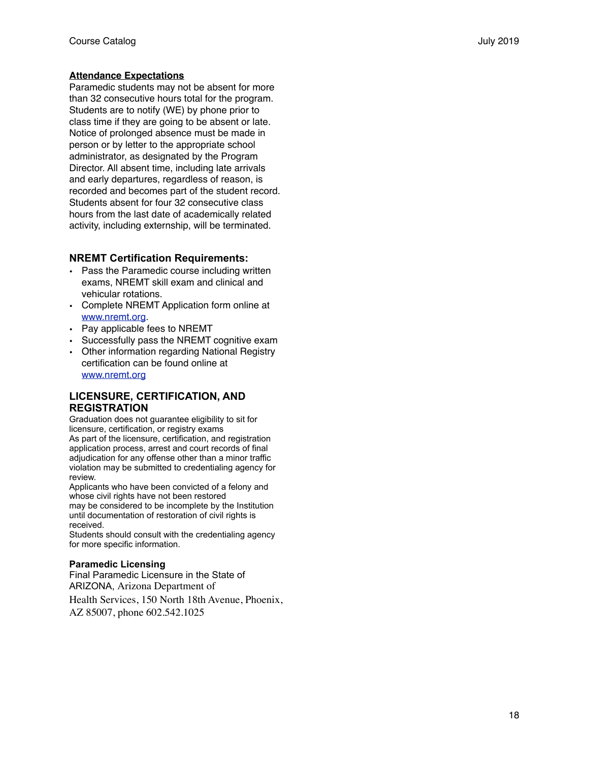**Attendance Expectations**

Paramedic students may not be absent for more than 32 consecutive hours total for the program. Students are to notify (WE) by phone prior to class time if they are going to be absent or late. Notice of prolonged absence must be made in person or by letter to the appropriate school administrator, as designated by the Program Director. All absent time, including late arrivals and early departures, regardless of reason, is recorded and becomes part of the student record. Students absent for four 32 consecutive class hours from the last date of academically related activity, including externship, will be terminated.

### NREMT Certification Requirements:

- Pass the Paramedic course including written exams, NREMT skill exam and clinical and vehicular rotations.
- Complete NREMT Application form online at [www.nremt.org](http://www.nremt.org).
- Pay applicable fees to NREMT
- Successfully pass the NREMT cognitive exam
- Other information regarding National Registry certification can be found online at [www.nremt.org](http://www.nremt.org)

## LICENSURE, CERTIFICATION, AND REGISTRATION

Graduation does not guarantee eligibility to sit for licensure, certification, or registry exams
As part of the licensure, certification, and registration application process, arrest and court records of final adjudication for any offense other than a minor traffic violation may be submitted to credentialing agency for review.
Applicants who have been convicted of a felony and whose civil rights have not been restored may be considered to be incomplete by the Institution until documentation of restoration of civil rights is received.
Students should consult with the credentialing agency for more specific information.

**Paramedic Licensing**

Final Paramedic Licensure in the State of ARIZONA, Arizona Department of Health Services, 150 North 18th Avenue, Phoenix, AZ 85007, phone 602.542.1025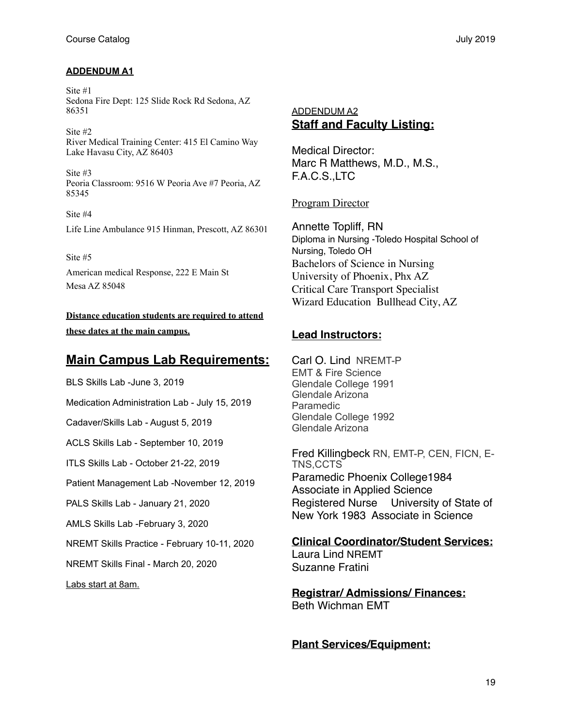## ADDENDUM A1

Site #1
Sedona Fire Dept: 125 Slide Rock Rd Sedona, AZ 86351

Site #2
River Medical Training Center: 415 El Camino Way Lake Havasu City, AZ 86403

Site #3
Peoria Classroom: 9516 W Peoria Ave #7 Peoria, AZ 85345

Site #4

Life Line Ambulance 915 Hinman, Prescott, AZ 86301

Site #5

American medical Response, 222 E Main St
Mesa AZ 85048

**Distance education students are required to attend these dates at the main campus.**

## Main Campus Lab Requirements:

BLS Skills Lab -June 3, 2019

Medication Administration Lab - July 15, 2019

Cadaver/Skills Lab - August 5, 2019

ACLS Skills Lab - September 10, 2019

ITLS Skills Lab - October 21-22, 2019

Patient Management Lab -November 12, 2019

PALS Skills Lab - January 21, 2020

AMLS Skills Lab -February 3, 2020

NREMT Skills Practice - February 10-11, 2020

NREMT Skills Final - March 20, 2020

Labs start at 8am.

ADDENDUM A2

## Staff and Faculty Listing:

Medical Director:
Marc R Matthews, M.D., M.S., F.A.C.S.,LTC

Program Director

Annette Topliff, RN
Diploma in Nursing -Toledo Hospital School of Nursing, Toledo OH
Bachelors of Science in Nursing
University of Phoenix, Phx AZ
Critical Care Transport Specialist
Wizard Education Bullhead City, AZ

### Lead Instructors:

Carl O. Lind NREMT-P
EMT & Fire Science
Glendale College 1991
Glendale Arizona
Paramedic
Glendale College 1992
Glendale Arizona

Fred Killingbeck RN, EMT-P, CEN, FICN, E-TNS,CCTS
Paramedic Phoenix College1984
Associate in Applied Science
Registered Nurse University of State of New York 1983 Associate in Science

### Clinical Coordinator/Student Services:

Laura Lind NREMT
Suzanne Fratini

### Registrar/ Admissions/ Finances:

Beth Wichman EMT

### Plant Services/Equipment: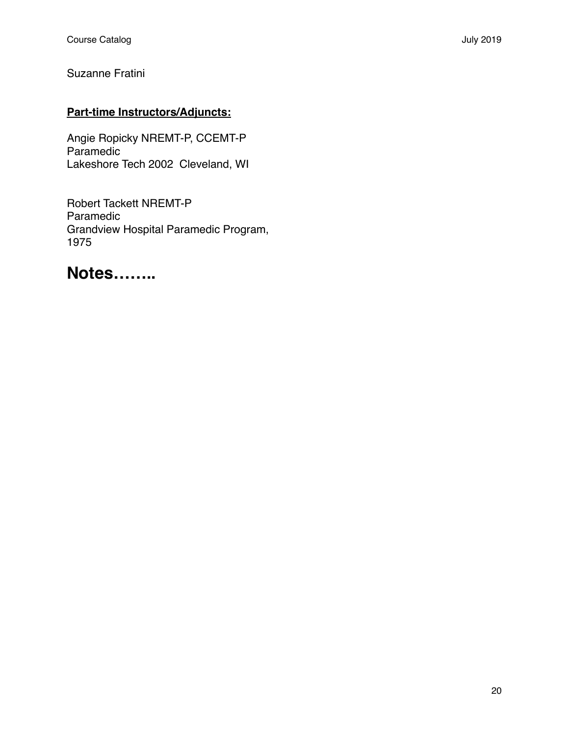Suzanne Fratini

**Part-time Instructors/Adjuncts:**

Angie Ropicky NREMT-P, CCEMT-P
Paramedic
Lakeshore Tech 2002  Cleveland, WI

Robert Tackett NREMT-P
Paramedic
Grandview Hospital Paramedic Program,
1975

# Notes……..